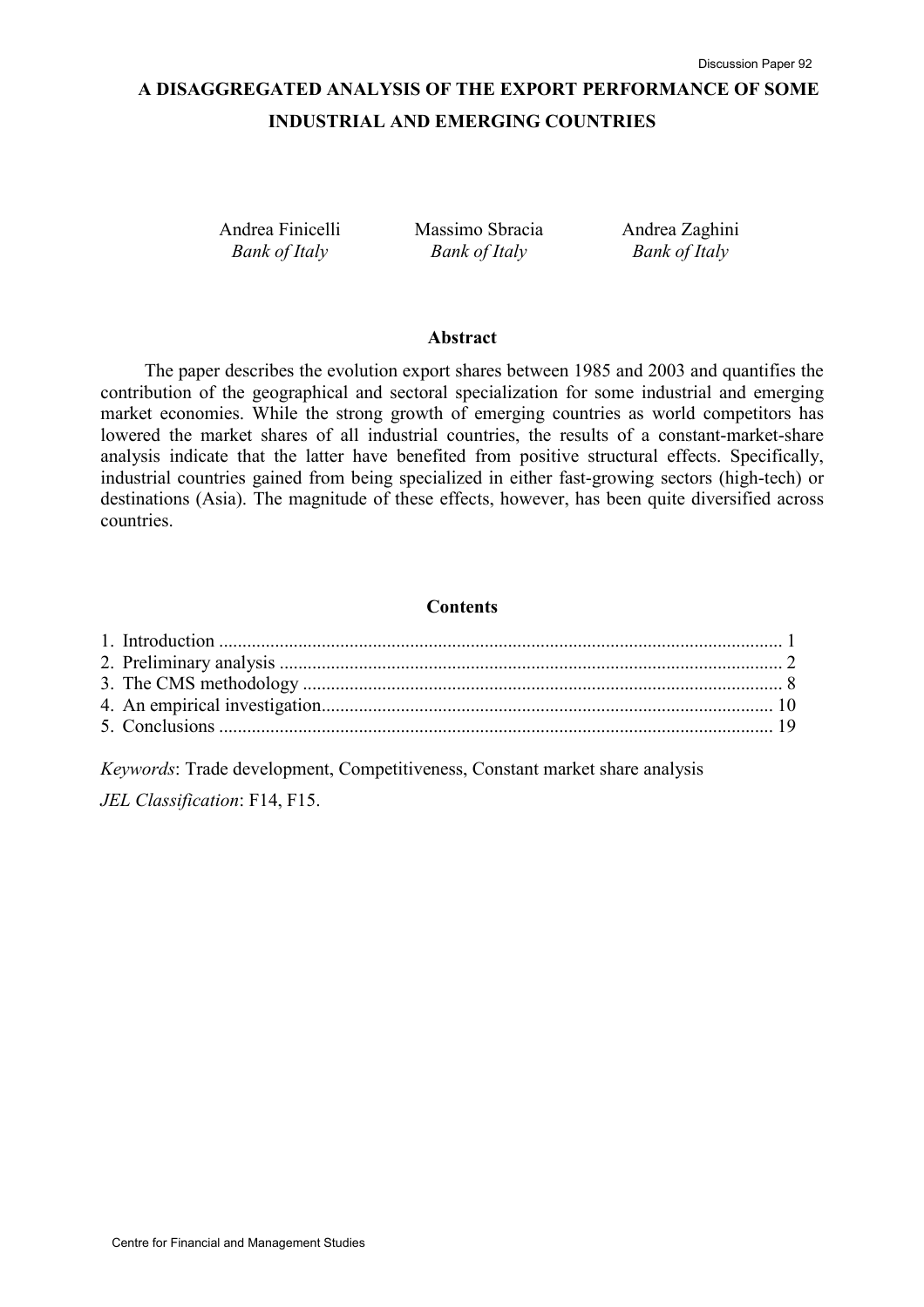# A DISAGGREGATED ANALYSIS OF THE EXPORT PERFORMANCE OF SOME INDUSTRIAL AND EMERGING COUNTRIES

Andrea Finicelli
*Bank of Italy*

Massimo Sbracia
*Bank of Italy*

Andrea Zaghini
*Bank of Italy*

### Abstract

The paper describes the evolution export shares between 1985 and 2003 and quantifies the contribution of the geographical and sectoral specialization for some industrial and emerging market economies. While the strong growth of emerging countries as world competitors has lowered the market shares of all industrial countries, the results of a constant-market-share analysis indicate that the latter have benefited from positive structural effects. Specifically, industrial countries gained from being specialized in either fast-growing sectors (high-tech) or destinations (Asia). The magnitude of these effects, however, has been quite diversified across countries.

### Contents

1. Introduction ........................................................................................................ 1
2. Preliminary analysis ........................................................................................... 2
3. The CMS methodology ...................................................................................... 8
4. An empirical investigation................................................................................ 10
5. Conclusions ...................................................................................................... 19

*Keywords*: Trade development, Competitiveness, Constant market share analysis

*JEL Classification*: F14, F15.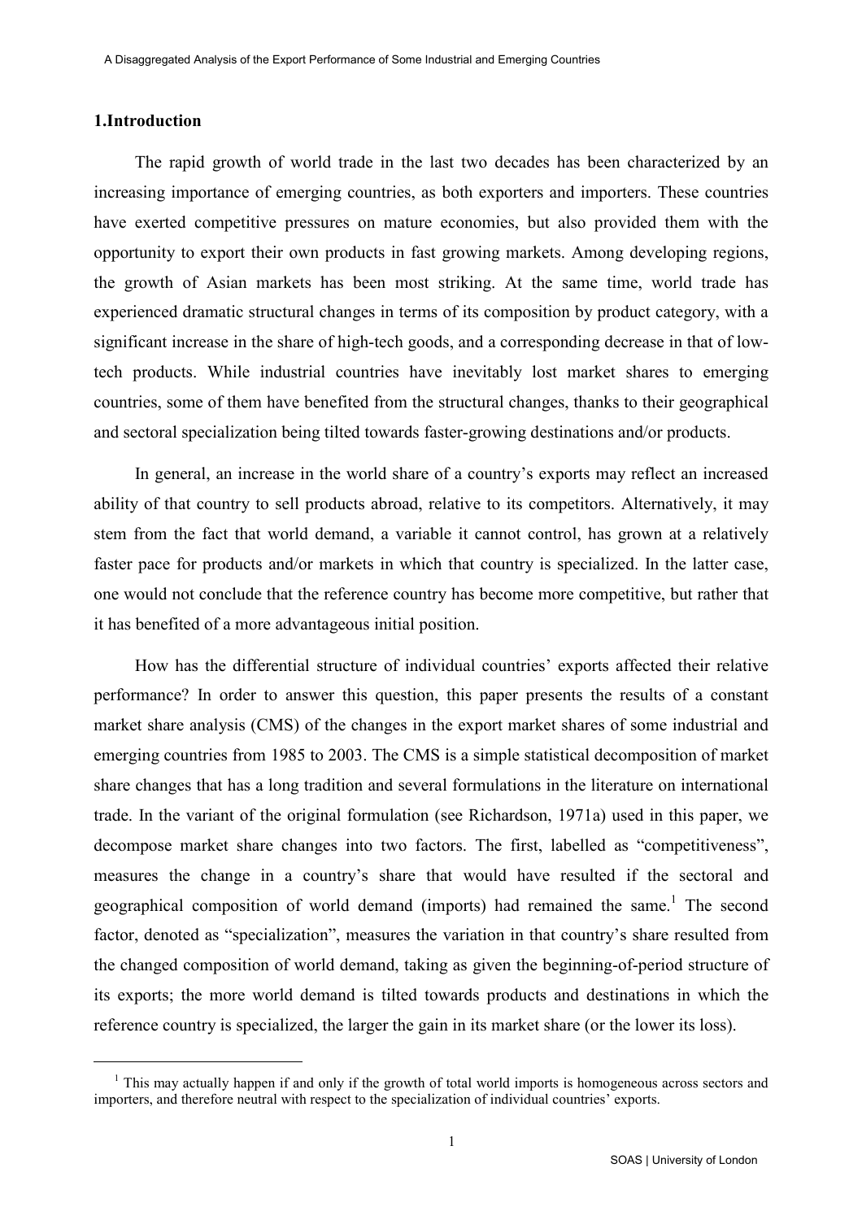## 1. Introduction

The rapid growth of world trade in the last two decades has been characterized by an increasing importance of emerging countries, as both exporters and importers. These countries have exerted competitive pressures on mature economies, but also provided them with the opportunity to export their own products in fast growing markets. Among developing regions, the growth of Asian markets has been most striking. At the same time, world trade has experienced dramatic structural changes in terms of its composition by product category, with a significant increase in the share of high-tech goods, and a corresponding decrease in that of low-tech products. While industrial countries have inevitably lost market shares to emerging countries, some of them have benefited from the structural changes, thanks to their geographical and sectoral specialization being tilted towards faster-growing destinations and/or products.

In general, an increase in the world share of a country's exports may reflect an increased ability of that country to sell products abroad, relative to its competitors. Alternatively, it may stem from the fact that world demand, a variable it cannot control, has grown at a relatively faster pace for products and/or markets in which that country is specialized. In the latter case, one would not conclude that the reference country has become more competitive, but rather that it has benefited of a more advantageous initial position.

How has the differential structure of individual countries' exports affected their relative performance? In order to answer this question, this paper presents the results of a constant market share analysis (CMS) of the changes in the export market shares of some industrial and emerging countries from 1985 to 2003. The CMS is a simple statistical decomposition of market share changes that has a long tradition and several formulations in the literature on international trade. In the variant of the original formulation (see Richardson, 1971a) used in this paper, we decompose market share changes into two factors. The first, labelled as "competitiveness", measures the change in a country's share that would have resulted if the sectoral and geographical composition of world demand (imports) had remained the same.[1] The second factor, denoted as "specialization", measures the variation in that country's share resulted from the changed composition of world demand, taking as given the beginning-of-period structure of its exports; the more world demand is tilted towards products and destinations in which the reference country is specialized, the larger the gain in its market share (or the lower its loss).

[1] This may actually happen if and only if the growth of total world imports is homogeneous across sectors and importers, and therefore neutral with respect to the specialization of individual countries' exports.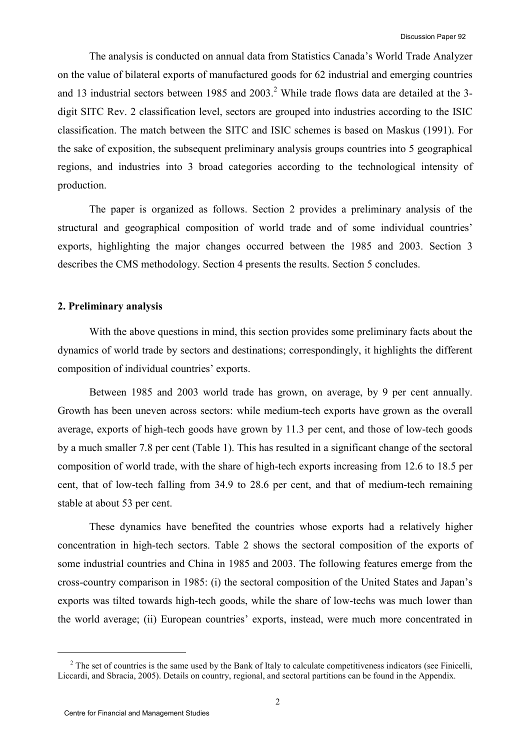The analysis is conducted on annual data from Statistics Canada's World Trade Analyzer on the value of bilateral exports of manufactured goods for 62 industrial and emerging countries and 13 industrial sectors between 1985 and 2003.[2] While trade flows data are detailed at the 3-digit SITC Rev. 2 classification level, sectors are grouped into industries according to the ISIC classification. The match between the SITC and ISIC schemes is based on Maskus (1991). For the sake of exposition, the subsequent preliminary analysis groups countries into 5 geographical regions, and industries into 3 broad categories according to the technological intensity of production.

The paper is organized as follows. Section 2 provides a preliminary analysis of the structural and geographical composition of world trade and of some individual countries' exports, highlighting the major changes occurred between the 1985 and 2003. Section 3 describes the CMS methodology. Section 4 presents the results. Section 5 concludes.

## 2. Preliminary analysis

With the above questions in mind, this section provides some preliminary facts about the dynamics of world trade by sectors and destinations; correspondingly, it highlights the different composition of individual countries' exports.

Between 1985 and 2003 world trade has grown, on average, by 9 per cent annually. Growth has been uneven across sectors: while medium-tech exports have grown as the overall average, exports of high-tech goods have grown by 11.3 per cent, and those of low-tech goods by a much smaller 7.8 per cent (Table 1). This has resulted in a significant change of the sectoral composition of world trade, with the share of high-tech exports increasing from 12.6 to 18.5 per cent, that of low-tech falling from 34.9 to 28.6 per cent, and that of medium-tech remaining stable at about 53 per cent.

These dynamics have benefited the countries whose exports had a relatively higher concentration in high-tech sectors. Table 2 shows the sectoral composition of the exports of some industrial countries and China in 1985 and 2003. The following features emerge from the cross-country comparison in 1985: (i) the sectoral composition of the United States and Japan's exports was tilted towards high-tech goods, while the share of low-techs was much lower than the world average; (ii) European countries' exports, instead, were much more concentrated in

[2] The set of countries is the same used by the Bank of Italy to calculate competitiveness indicators (see Finicelli, Liccardi, and Sbracia, 2005). Details on country, regional, and sectoral partitions can be found in the Appendix.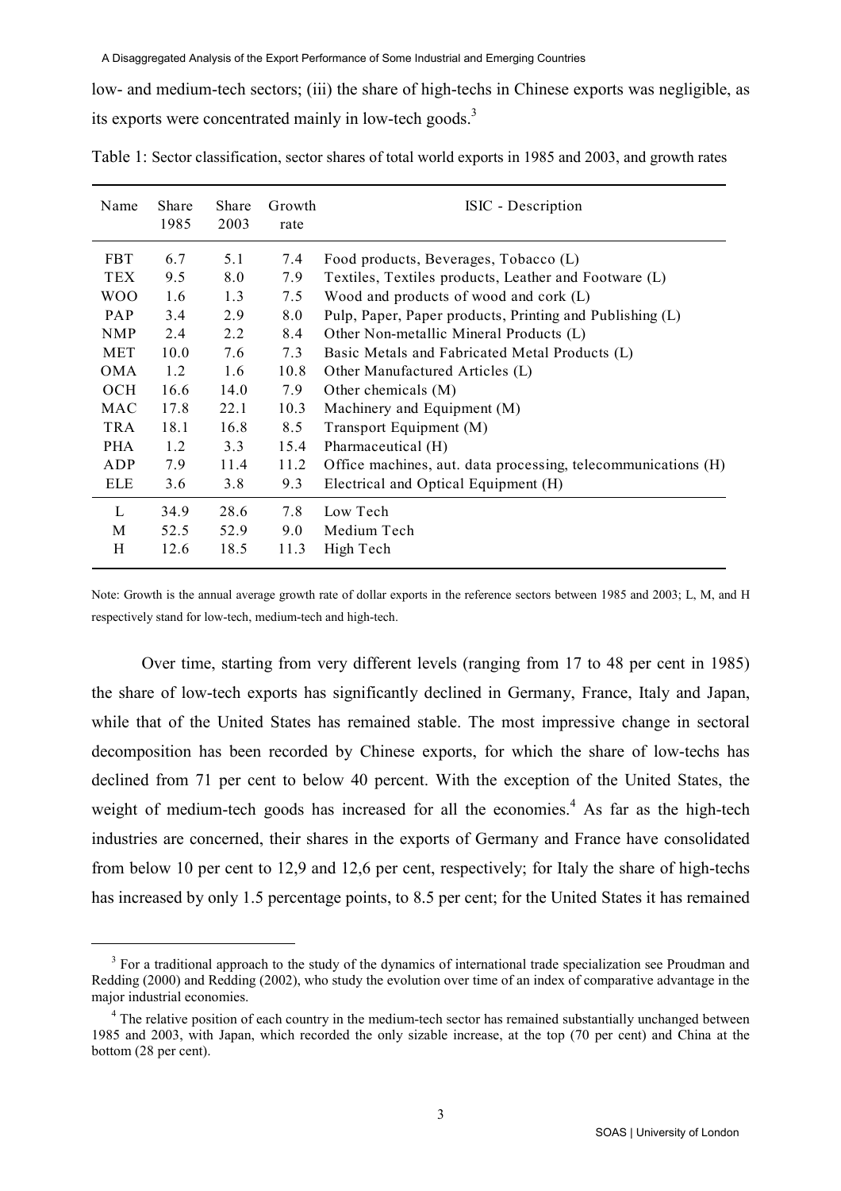low- and medium-tech sectors; (iii) the share of high-techs in Chinese exports was negligible, as its exports were concentrated mainly in low-tech goods.[3]

Table 1: Sector classification, sector shares of total world exports in 1985 and 2003, and growth rates

| Name | Share 1985 | Share 2003 | Growth rate | ISIC - Description |
|---|---|---|---|---|
| FBT | 6.7 | 5.1 | 7.4 | Food products, Beverages, Tobacco (L) |
| TEX | 9.5 | 8.0 | 7.9 | Textiles, Textiles products, Leather and Footware (L) |
| WOO | 1.6 | 1.3 | 7.5 | Wood and products of wood and cork (L) |
| PAP | 3.4 | 2.9 | 8.0 | Pulp, Paper, Paper products, Printing and Publishing (L) |
| NMP | 2.4 | 2.2 | 8.4 | Other Non-metallic Mineral Products (L) |
| MET | 10.0 | 7.6 | 7.3 | Basic Metals and Fabricated Metal Products (L) |
| OMA | 1.2 | 1.6 | 10.8 | Other Manufactured Articles (L) |
| OCH | 16.6 | 14.0 | 7.9 | Other chemicals (M) |
| MAC | 17.8 | 22.1 | 10.3 | Machinery and Equipment (M) |
| TRA | 18.1 | 16.8 | 8.5 | Transport Equipment (M) |
| PHA | 1.2 | 3.3 | 15.4 | Pharmaceutical (H) |
| ADP | 7.9 | 11.4 | 11.2 | Office machines, aut. data processing, telecommunications (H) |
| ELE | 3.6 | 3.8 | 9.3 | Electrical and Optical Equipment (H) |
| L | 34.9 | 28.6 | 7.8 | Low Tech |
| M | 52.5 | 52.9 | 9.0 | Medium Tech |
| H | 12.6 | 18.5 | 11.3 | High Tech |

Note: Growth is the annual average growth rate of dollar exports in the reference sectors between 1985 and 2003; L, M, and H respectively stand for low-tech, medium-tech and high-tech.

Over time, starting from very different levels (ranging from 17 to 48 per cent in 1985) the share of low-tech exports has significantly declined in Germany, France, Italy and Japan, while that of the United States has remained stable. The most impressive change in sectoral decomposition has been recorded by Chinese exports, for which the share of low-techs has declined from 71 per cent to below 40 percent. With the exception of the United States, the weight of medium-tech goods has increased for all the economies.[4] As far as the high-tech industries are concerned, their shares in the exports of Germany and France have consolidated from below 10 per cent to 12,9 and 12,6 per cent, respectively; for Italy the share of high-techs has increased by only 1.5 percentage points, to 8.5 per cent; for the United States it has remained

[3] For a traditional approach to the study of the dynamics of international trade specialization see Proudman and Redding (2000) and Redding (2002), who study the evolution over time of an index of comparative advantage in the major industrial economies.

[4] The relative position of each country in the medium-tech sector has remained substantially unchanged between 1985 and 2003, with Japan, which recorded the only sizable increase, at the top (70 per cent) and China at the bottom (28 per cent).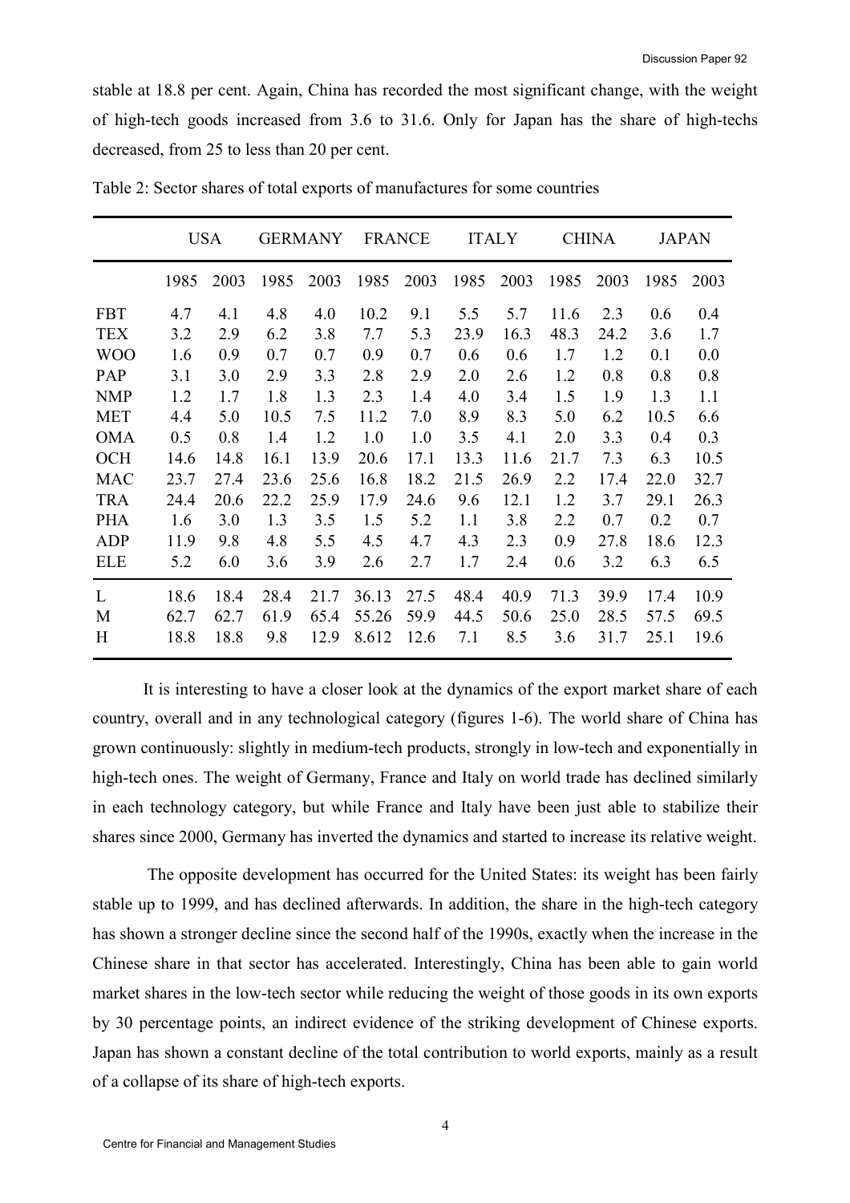stable at 18.8 per cent. Again, China has recorded the most significant change, with the weight of high-tech goods increased from 3.6 to 31.6. Only for Japan has the share of high-techs decreased, from 25 to less than 20 per cent.

Table 2: Sector shares of total exports of manufactures for some countries

| | USA | | GERMANY | | FRANCE | | ITALY | | CHINA | | JAPAN | |
|---|---|---|---|---|---|---|---|---|---|---|---|---|
| | 1985 | 2003 | 1985 | 2003 | 1985 | 2003 | 1985 | 2003 | 1985 | 2003 | 1985 | 2003 |
| FBT | 4.7 | 4.1 | 4.8 | 4.0 | 10.2 | 9.1 | 5.5 | 5.7 | 11.6 | 2.3 | 0.6 | 0.4 |
| TEX | 3.2 | 2.9 | 6.2 | 3.8 | 7.7 | 5.3 | 23.9 | 16.3 | 48.3 | 24.2 | 3.6 | 1.7 |
| WOO | 1.6 | 0.9 | 0.7 | 0.7 | 0.9 | 0.7 | 0.6 | 0.6 | 1.7 | 1.2 | 0.1 | 0.0 |
| PAP | 3.1 | 3.0 | 2.9 | 3.3 | 2.8 | 2.9 | 2.0 | 2.6 | 1.2 | 0.8 | 0.8 | 0.8 |
| NMP | 1.2 | 1.7 | 1.8 | 1.3 | 2.3 | 1.4 | 4.0 | 3.4 | 1.5 | 1.9 | 1.3 | 1.1 |
| MET | 4.4 | 5.0 | 10.5 | 7.5 | 11.2 | 7.0 | 8.9 | 8.3 | 5.0 | 6.2 | 10.5 | 6.6 |
| OMA | 0.5 | 0.8 | 1.4 | 1.2 | 1.0 | 1.0 | 3.5 | 4.1 | 2.0 | 3.3 | 0.4 | 0.3 |
| OCH | 14.6 | 14.8 | 16.1 | 13.9 | 20.6 | 17.1 | 13.3 | 11.6 | 21.7 | 7.3 | 6.3 | 10.5 |
| MAC | 23.7 | 27.4 | 23.6 | 25.6 | 16.8 | 18.2 | 21.5 | 26.9 | 2.2 | 17.4 | 22.0 | 32.7 |
| TRA | 24.4 | 20.6 | 22.2 | 25.9 | 17.9 | 24.6 | 9.6 | 12.1 | 1.2 | 3.7 | 29.1 | 26.3 |
| PHA | 1.6 | 3.0 | 1.3 | 3.5 | 1.5 | 5.2 | 1.1 | 3.8 | 2.2 | 0.7 | 0.2 | 0.7 |
| ADP | 11.9 | 9.8 | 4.8 | 5.5 | 4.5 | 4.7 | 4.3 | 2.3 | 0.9 | 27.8 | 18.6 | 12.3 |
| ELE | 5.2 | 6.0 | 3.6 | 3.9 | 2.6 | 2.7 | 1.7 | 2.4 | 0.6 | 3.2 | 6.3 | 6.5 |
| L | 18.6 | 18.4 | 28.4 | 21.7 | 36.13 | 27.5 | 48.4 | 40.9 | 71.3 | 39.9 | 17.4 | 10.9 |
| M | 62.7 | 62.7 | 61.9 | 65.4 | 55.26 | 59.9 | 44.5 | 50.6 | 25.0 | 28.5 | 57.5 | 69.5 |
| H | 18.8 | 18.8 | 9.8 | 12.9 | 8.612 | 12.6 | 7.1 | 8.5 | 3.6 | 31.7 | 25.1 | 19.6 |

It is interesting to have a closer look at the dynamics of the export market share of each country, overall and in any technological category (figures 1-6). The world share of China has grown continuously: slightly in medium-tech products, strongly in low-tech and exponentially in high-tech ones. The weight of Germany, France and Italy on world trade has declined similarly in each technology category, but while France and Italy have been just able to stabilize their shares since 2000, Germany has inverted the dynamics and started to increase its relative weight.

The opposite development has occurred for the United States: its weight has been fairly stable up to 1999, and has declined afterwards. In addition, the share in the high-tech category has shown a stronger decline since the second half of the 1990s, exactly when the increase in the Chinese share in that sector has accelerated. Interestingly, China has been able to gain world market shares in the low-tech sector while reducing the weight of those goods in its own exports by 30 percentage points, an indirect evidence of the striking development of Chinese exports. Japan has shown a constant decline of the total contribution to world exports, mainly as a result of a collapse of its share of high-tech exports.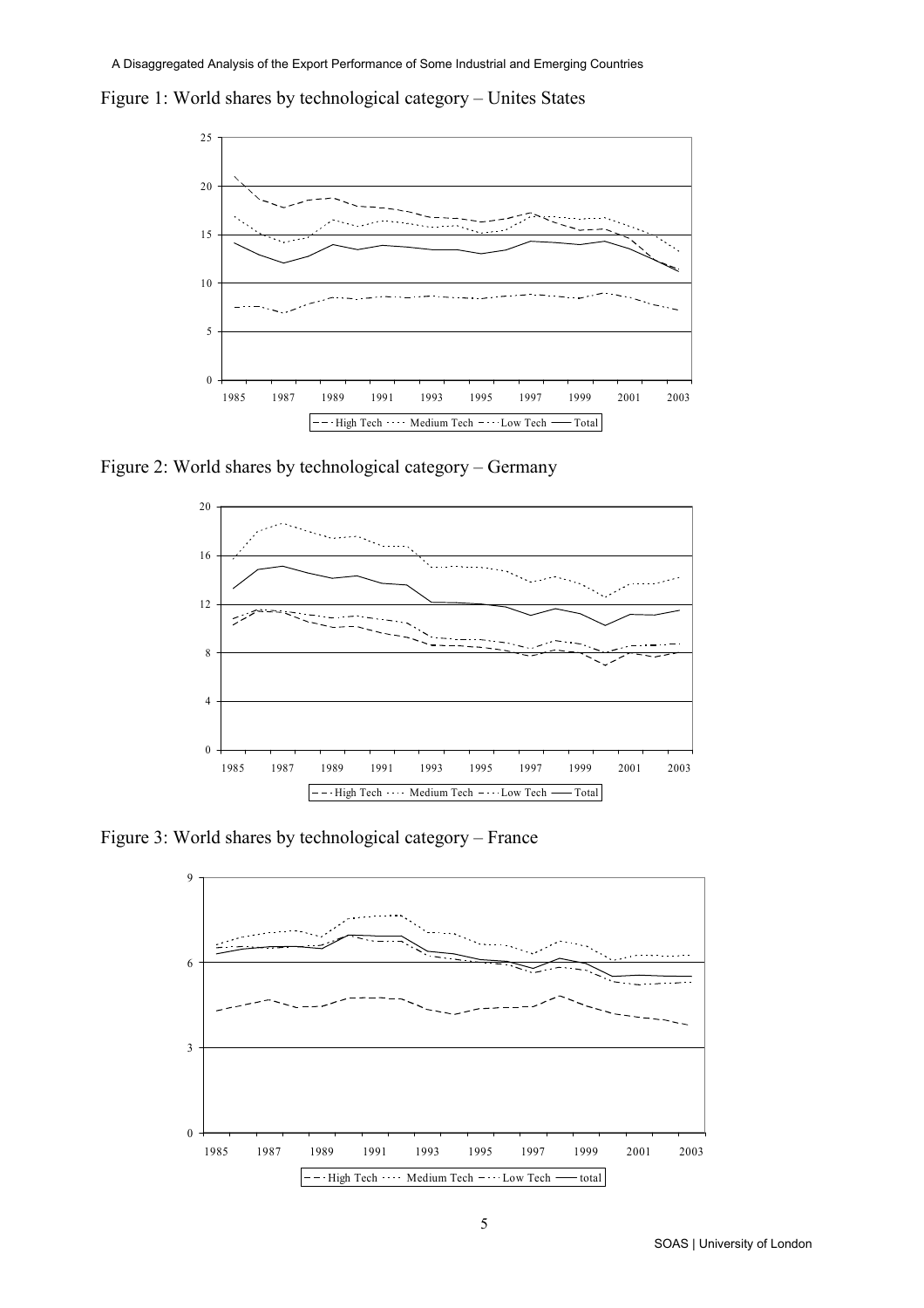Figure 1: World shares by technological category – Unites States

Figure 2: World shares by technological category – Germany

Figure 3: World shares by technological category – France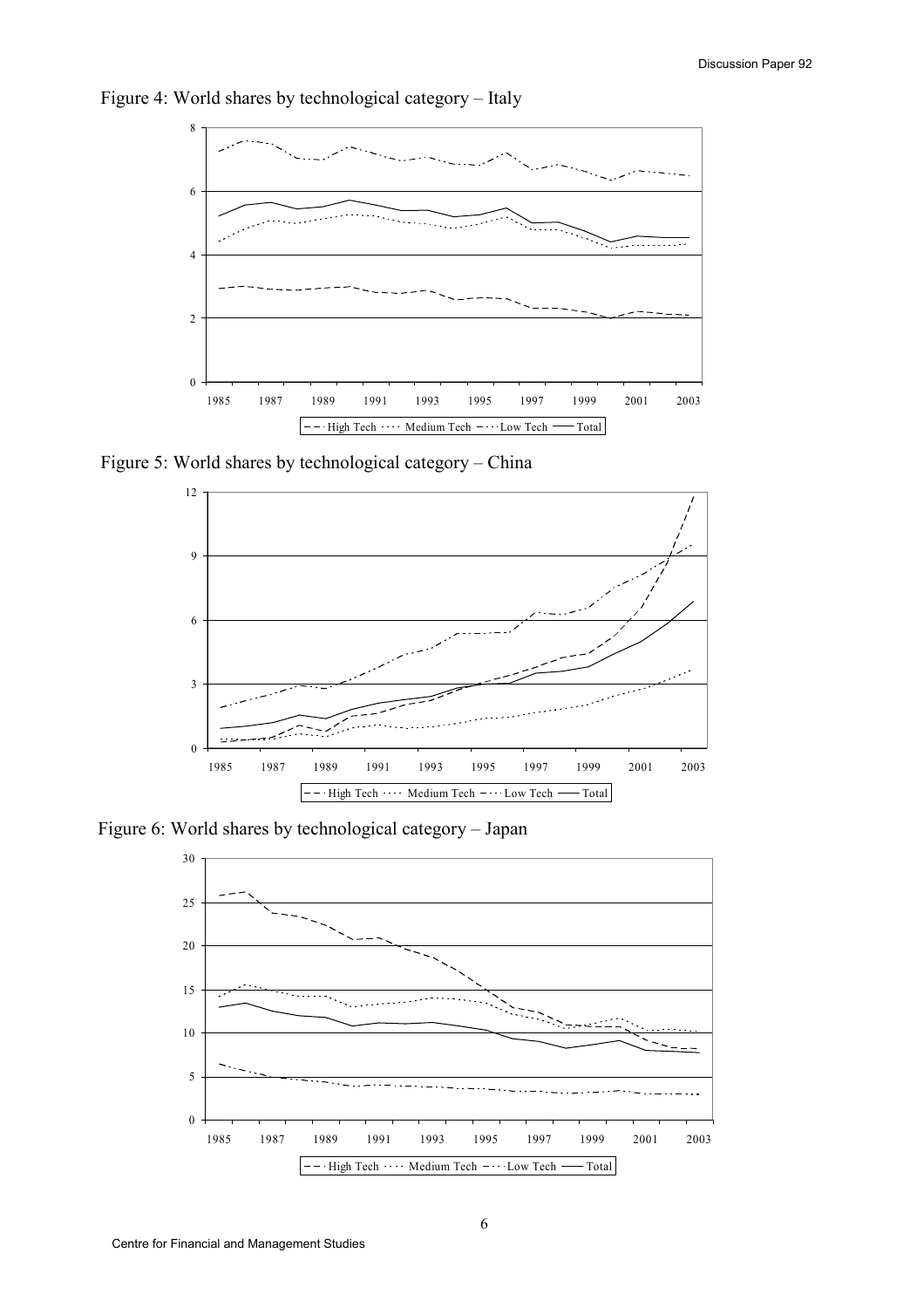Figure 4: World shares by technological category – Italy

Figure 5: World shares by technological category – China

Figure 6: World shares by technological category – Japan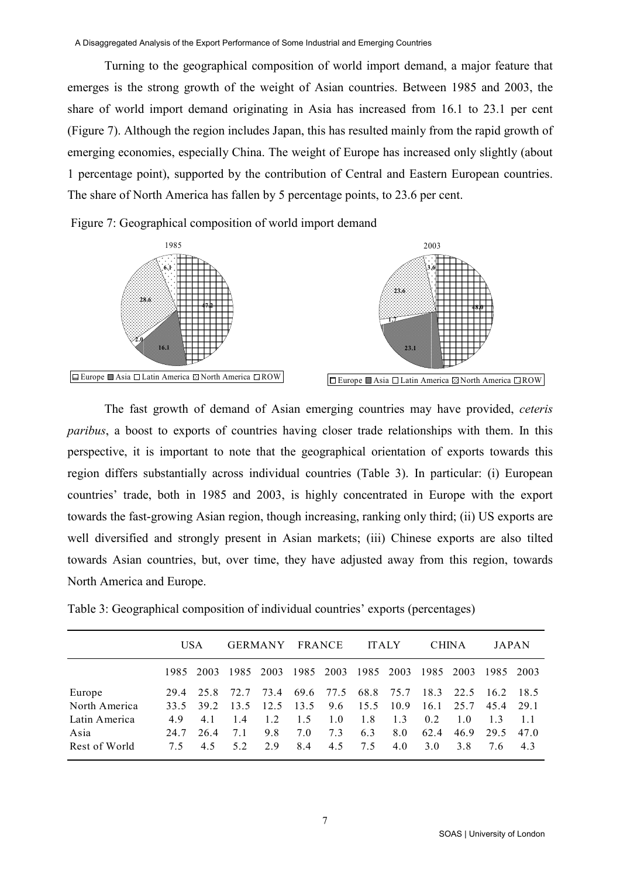Turning to the geographical composition of world import demand, a major feature that emerges is the strong growth of the weight of Asian countries. Between 1985 and 2003, the share of world import demand originating in Asia has increased from 16.1 to 23.1 per cent (Figure 7). Although the region includes Japan, this has resulted mainly from the rapid growth of emerging economies, especially China. The weight of Europe has increased only slightly (about 1 percentage point), supported by the contribution of Central and Eastern European countries. The share of North America has fallen by 5 percentage points, to 23.6 per cent.

Figure 7: Geographical composition of world import demand

The fast growth of demand of Asian emerging countries may have provided, *ceteris paribus*, a boost to exports of countries having closer trade relationships with them. In this perspective, it is important to note that the geographical orientation of exports towards this region differs substantially across individual countries (Table 3). In particular: (i) European countries' trade, both in 1985 and 2003, is highly concentrated in Europe with the export towards the fast-growing Asian region, though increasing, ranking only third; (ii) US exports are well diversified and strongly present in Asian markets; (iii) Chinese exports are also tilted towards Asian countries, but, over time, they have adjusted away from this region, towards North America and Europe.

Table 3: Geographical composition of individual countries' exports (percentages)

| | USA | | GERMANY | | FRANCE | | ITALY | | CHINA | | JAPAN | |
|---|---|---|---|---|---|---|---|---|---|---|---|---|
| | 1985 | 2003 | 1985 | 2003 | 1985 | 2003 | 1985 | 2003 | 1985 | 2003 | 1985 | 2003 |
| Europe | 29.4 | 25.8 | 72.7 | 73.4 | 69.6 | 77.5 | 68.8 | 75.7 | 18.3 | 22.5 | 16.2 | 18.5 |
| North America | 33.5 | 39.2 | 13.5 | 12.5 | 13.5 | 9.6 | 15.5 | 10.9 | 16.1 | 25.7 | 45.4 | 29.1 |
| Latin America | 4.9 | 4.1 | 1.4 | 1.2 | 1.5 | 1.0 | 1.8 | 1.3 | 0.2 | 1.0 | 1.3 | 1.1 |
| Asia | 24.7 | 26.4 | 7.1 | 9.8 | 7.0 | 7.3 | 6.3 | 8.0 | 62.4 | 46.9 | 29.5 | 47.0 |
| Rest of World | 7.5 | 4.5 | 5.2 | 2.9 | 8.4 | 4.5 | 7.5 | 4.0 | 3.0 | 3.8 | 7.6 | 4.3 |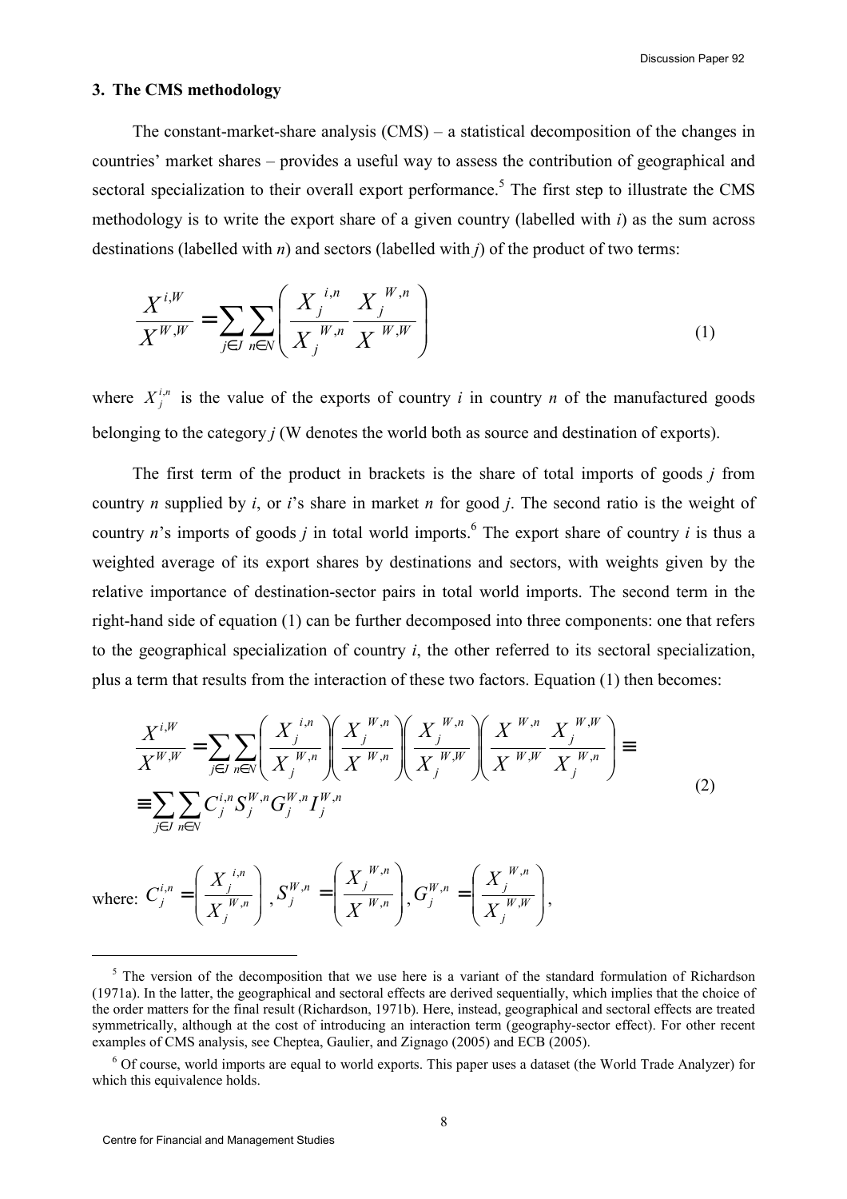### 3. The CMS methodology

The constant-market-share analysis (CMS) – a statistical decomposition of the changes in countries' market shares – provides a useful way to assess the contribution of geographical and sectoral specialization to their overall export performance.[5] The first step to illustrate the CMS methodology is to write the export share of a given country (labelled with *i*) as the sum across destinations (labelled with *n*) and sectors (labelled with *j*) of the product of two terms:

$$\frac{X^{i,W}}{X^{W,W}} = \sum_{j \in J} \sum_{n \in N} \left( \frac{X_j^{i,n}}{X_j^{W,n}} \frac{X_j^{W,n}}{X^{W,W}} \right) \tag{1}$$

where $X_j^{i,n}$ is the value of the exports of country *i* in country *n* of the manufactured goods belonging to the category *j* (W denotes the world both as source and destination of exports).

The first term of the product in brackets is the share of total imports of goods *j* from country *n* supplied by *i*, or *i*'s share in market *n* for good *j*. The second ratio is the weight of country *n*'s imports of goods *j* in total world imports.[6] The export share of country *i* is thus a weighted average of its export shares by destinations and sectors, with weights given by the relative importance of destination-sector pairs in total world imports. The second term in the right-hand side of equation (1) can be further decomposed into three components: one that refers to the geographical specialization of country *i*, the other referred to its sectoral specialization, plus a term that results from the interaction of these two factors. Equation (1) then becomes:

$$\begin{aligned} \frac{X^{i,W}}{X^{W,W}} &= \sum_{j \in J} \sum_{n \in N} \left( \frac{X_j^{i,n}}{X_j^{W,n}} \right) \left( \frac{X_j^{W,n}}{X^{W,n}} \right) \left( \frac{X_j^{W,n}}{X_j^{W,W}} \right) \left( \frac{X^{W,n}}{X^{W,W}} \frac{X_j^{W,W}}{X_j^{W,n}} \right) \equiv \\ &\equiv \sum_{j \in J} \sum_{n \in N} C_j^{i,n} S_j^{W,n} G_j^{W,n} I_j^{W,n} \end{aligned} \tag{2}$$

where: $C_j^{i,n} = \left( \frac{X_j^{i,n}}{X_j^{W,n}} \right)$, $S_j^{W,n} = \left( \frac{X_j^{W,n}}{X^{W,n}} \right)$, $G_j^{W,n} = \left( \frac{X_j^{W,n}}{X_j^{W,W}} \right)$,

[5] The version of the decomposition that we use here is a variant of the standard formulation of Richardson (1971a). In the latter, the geographical and sectoral effects are derived sequentially, which implies that the choice of the order matters for the final result (Richardson, 1971b). Here, instead, geographical and sectoral effects are treated symmetrically, although at the cost of introducing an interaction term (geography-sector effect). For other recent examples of CMS analysis, see Cheptea, Gaulier, and Zignago (2005) and ECB (2005).

[6] Of course, world imports are equal to world exports. This paper uses a dataset (the World Trade Analyzer) for which this equivalence holds.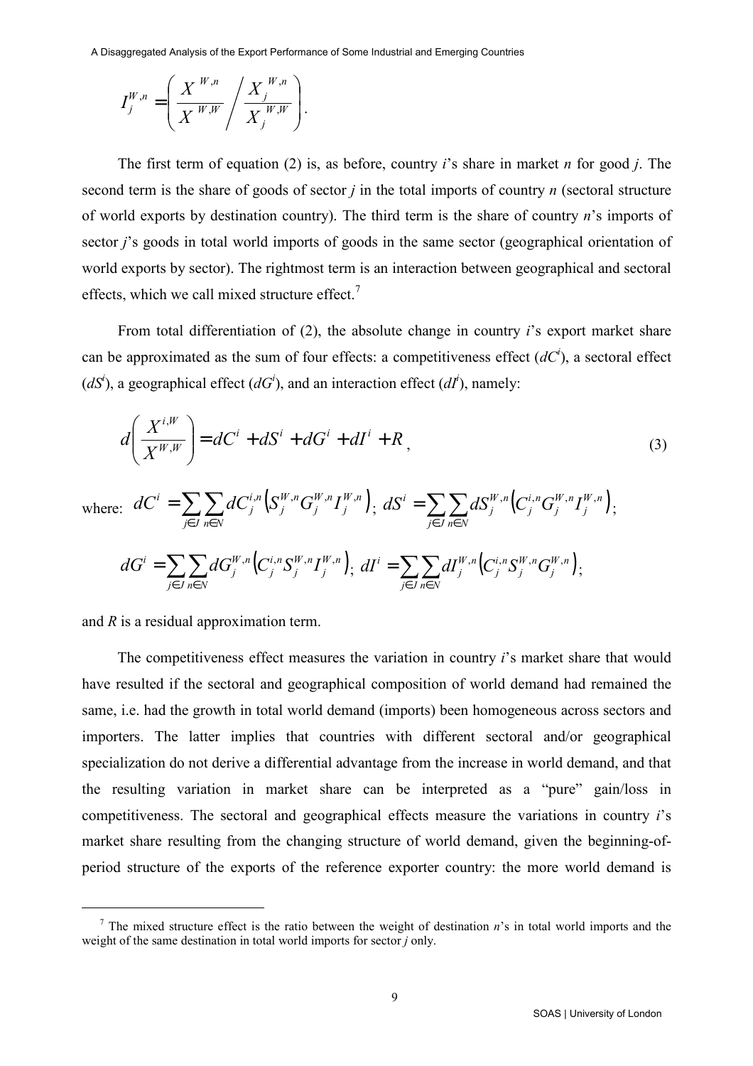$$I_j^{W,n} = \left( \frac{X^{W,n}}{X^{W,W}} \bigg/ \frac{X_j^{W,n}}{X_j^{W,W}} \right).$$

The first term of equation (2) is, as before, country $i$'s share in market $n$ for good $j$. The second term is the share of goods of sector $j$ in the total imports of country $n$ (sectoral structure of world exports by destination country). The third term is the share of country $n$'s imports of sector $j$'s goods in total world imports of goods in the same sector (geographical orientation of world exports by sector). The rightmost term is an interaction between geographical and sectoral effects, which we call mixed structure effect.[7]

From total differentiation of (2), the absolute change in country $i$'s export market share can be approximated as the sum of four effects: a competitiveness effect ($dC^i$), a sectoral effect ($dS^i$), a geographical effect ($dG^i$), and an interaction effect ($dI^i$), namely:

$$d\left( \frac{X^{i,W}}{X^{W,W}} \right) = dC^i + dS^i + dG^i + dI^i + R, \tag{3}$$

where: $dC^i = \sum_{j \in J} \sum_{n \in N} dC_j^{i,n} \left( S_j^{W,n} G_j^{W,n} I_j^{W,n} \right)$; $dS^i = \sum_{j \in J} \sum_{n \in N} dS_j^{W,n} \left( C_j^{i,n} G_j^{W,n} I_j^{W,n} \right)$;

$dG^i = \sum_{j \in J} \sum_{n \in N} dG_j^{W,n} \left( C_j^{i,n} S_j^{W,n} I_j^{W,n} \right)$; $dI^i = \sum_{j \in J} \sum_{n \in N} dI_j^{W,n} \left( C_j^{i,n} S_j^{W,n} G_j^{W,n} \right)$;

and $R$ is a residual approximation term.

The competitiveness effect measures the variation in country $i$'s market share that would have resulted if the sectoral and geographical composition of world demand had remained the same, i.e. had the growth in total world demand (imports) been homogeneous across sectors and importers. The latter implies that countries with different sectoral and/or geographical specialization do not derive a differential advantage from the increase in world demand, and that the resulting variation in market share can be interpreted as a "pure" gain/loss in competitiveness. The sectoral and geographical effects measure the variations in country $i$'s market share resulting from the changing structure of world demand, given the beginning-of-period structure of the exports of the reference exporter country: the more world demand is

[7] The mixed structure effect is the ratio between the weight of destination $n$'s in total world imports and the weight of the same destination in total world imports for sector $j$ only.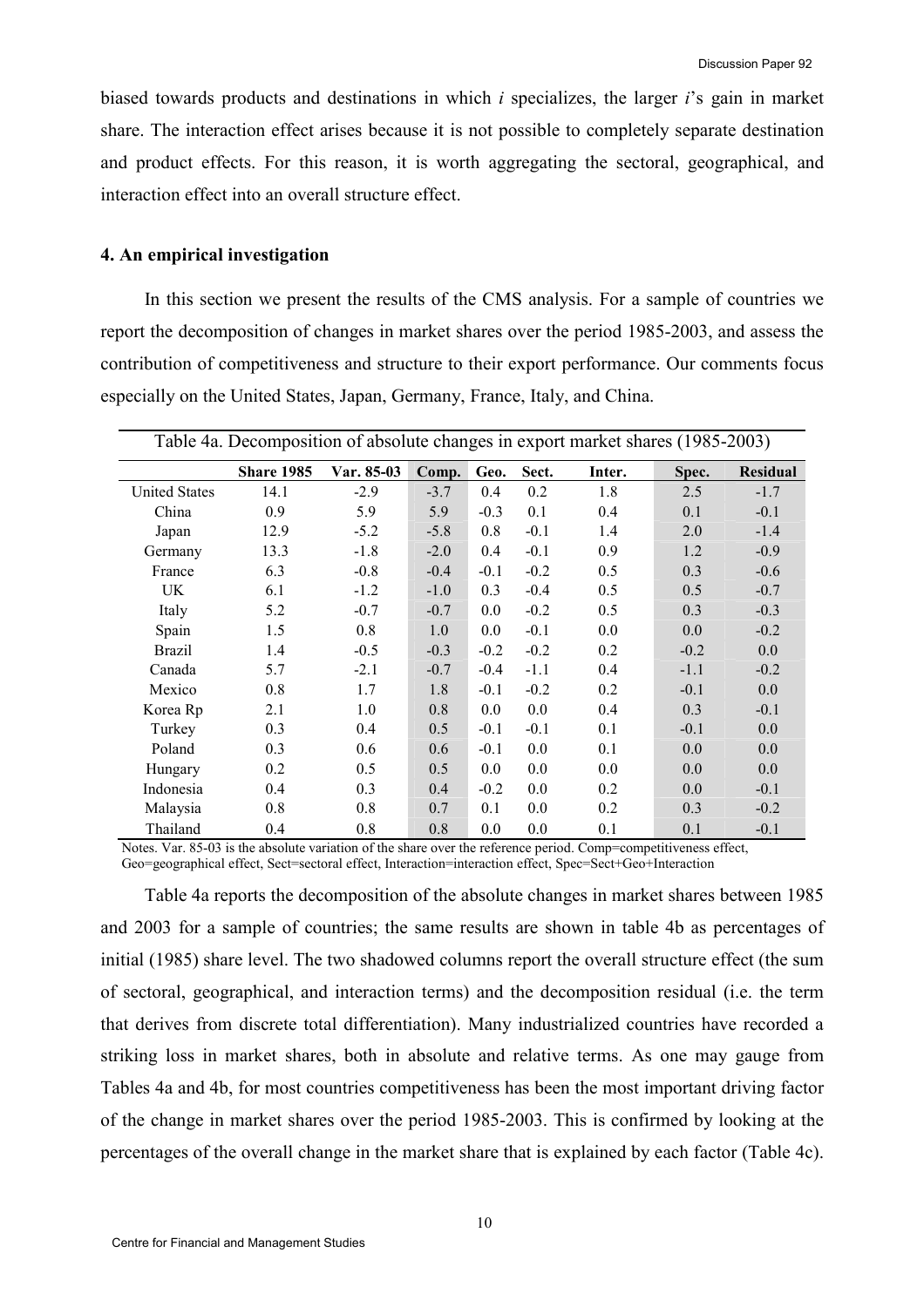biased towards products and destinations in which *i* specializes, the larger *i*'s gain in market share. The interaction effect arises because it is not possible to completely separate destination and product effects. For this reason, it is worth aggregating the sectoral, geographical, and interaction effect into an overall structure effect.

## 4. An empirical investigation

In this section we present the results of the CMS analysis. For a sample of countries we report the decomposition of changes in market shares over the period 1985-2003, and assess the contribution of competitiveness and structure to their export performance. Our comments focus especially on the United States, Japan, Germany, France, Italy, and China.

Table 4a. Decomposition of absolute changes in export market shares (1985-2003)

| | Share 1985 | Var. 85-03 | Comp. | Geo. | Sect. | Inter. | Spec. | Residual |
|---|---|---|---|---|---|---|---|---|
| United States | 14.1 | -2.9 | -3.7 | 0.4 | 0.2 | 1.8 | 2.5 | -1.7 |
| China | 0.9 | 5.9 | 5.9 | -0.3 | 0.1 | 0.4 | 0.1 | -0.1 |
| Japan | 12.9 | -5.2 | -5.8 | 0.8 | -0.1 | 1.4 | 2.0 | -1.4 |
| Germany | 13.3 | -1.8 | -2.0 | 0.4 | -0.1 | 0.9 | 1.2 | -0.9 |
| France | 6.3 | -0.8 | -0.4 | -0.1 | -0.2 | 0.5 | 0.3 | -0.6 |
| UK | 6.1 | -1.2 | -1.0 | 0.3 | -0.4 | 0.5 | 0.5 | -0.7 |
| Italy | 5.2 | -0.7 | -0.7 | 0.0 | -0.2 | 0.5 | 0.3 | -0.3 |
| Spain | 1.5 | 0.8 | 1.0 | 0.0 | -0.1 | 0.0 | 0.0 | -0.2 |
| Brazil | 1.4 | -0.5 | -0.3 | -0.2 | -0.2 | 0.2 | -0.2 | 0.0 |
| Canada | 5.7 | -2.1 | -0.7 | -0.4 | -1.1 | 0.4 | -1.1 | -0.2 |
| Mexico | 0.8 | 1.7 | 1.8 | -0.1 | -0.2 | 0.2 | -0.1 | 0.0 |
| Korea Rp | 2.1 | 1.0 | 0.8 | 0.0 | 0.0 | 0.4 | 0.3 | -0.1 |
| Turkey | 0.3 | 0.4 | 0.5 | -0.1 | -0.1 | 0.1 | -0.1 | 0.0 |
| Poland | 0.3 | 0.6 | 0.6 | -0.1 | 0.0 | 0.1 | 0.0 | 0.0 |
| Hungary | 0.2 | 0.5 | 0.5 | 0.0 | 0.0 | 0.0 | 0.0 | 0.0 |
| Indonesia | 0.4 | 0.3 | 0.4 | -0.2 | 0.0 | 0.2 | 0.0 | -0.1 |
| Malaysia | 0.8 | 0.8 | 0.7 | 0.1 | 0.0 | 0.2 | 0.3 | -0.2 |
| Thailand | 0.4 | 0.8 | 0.8 | 0.0 | 0.0 | 0.1 | 0.1 | -0.1 |

Notes. Var. 85-03 is the absolute variation of the share over the reference period. Comp=competitiveness effect, Geo=geographical effect, Sect=sectoral effect, Interaction=interaction effect, Spec=Sect+Geo+Interaction

Table 4a reports the decomposition of the absolute changes in market shares between 1985 and 2003 for a sample of countries; the same results are shown in table 4b as percentages of initial (1985) share level. The two shadowed columns report the overall structure effect (the sum of sectoral, geographical, and interaction terms) and the decomposition residual (i.e. the term that derives from discrete total differentiation). Many industrialized countries have recorded a striking loss in market shares, both in absolute and relative terms. As one may gauge from Tables 4a and 4b, for most countries competitiveness has been the most important driving factor of the change in market shares over the period 1985-2003. This is confirmed by looking at the percentages of the overall change in the market share that is explained by each factor (Table 4c).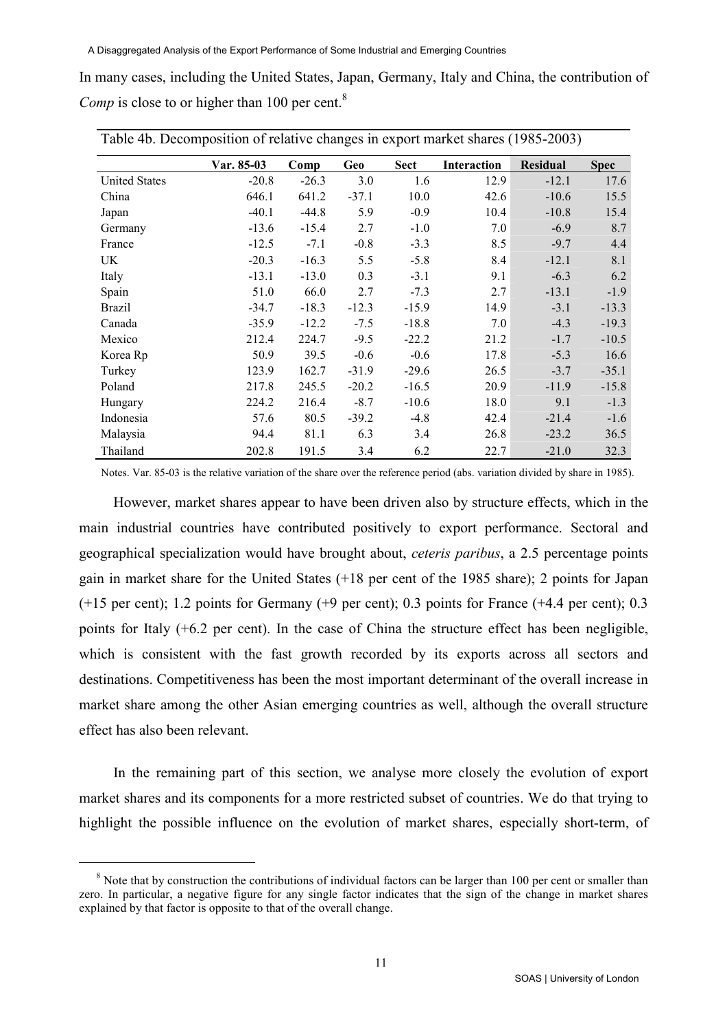In many cases, including the United States, Japan, Germany, Italy and China, the contribution of *Comp* is close to or higher than 100 per cent.[8]

Table 4b. Decomposition of relative changes in export market shares (1985-2003)

| | Var. 85-03 | Comp | Geo | Sect | Interaction | Residual | Spec |
|---|---|---|---|---|---|---|---|
| United States | -20.8 | -26.3 | 3.0 | 1.6 | 12.9 | -12.1 | 17.6 |
| China | 646.1 | 641.2 | -37.1 | 10.0 | 42.6 | -10.6 | 15.5 |
| Japan | -40.1 | -44.8 | 5.9 | -0.9 | 10.4 | -10.8 | 15.4 |
| Germany | -13.6 | -15.4 | 2.7 | -1.0 | 7.0 | -6.9 | 8.7 |
| France | -12.5 | -7.1 | -0.8 | -3.3 | 8.5 | -9.7 | 4.4 |
| UK | -20.3 | -16.3 | 5.5 | -5.8 | 8.4 | -12.1 | 8.1 |
| Italy | -13.1 | -13.0 | 0.3 | -3.1 | 9.1 | -6.3 | 6.2 |
| Spain | 51.0 | 66.0 | 2.7 | -7.3 | 2.7 | -13.1 | -1.9 |
| Brazil | -34.7 | -18.3 | -12.3 | -15.9 | 14.9 | -3.1 | -13.3 |
| Canada | -35.9 | -12.2 | -7.5 | -18.8 | 7.0 | -4.3 | -19.3 |
| Mexico | 212.4 | 224.7 | -9.5 | -22.2 | 21.2 | -1.7 | -10.5 |
| Korea Rp | 50.9 | 39.5 | -0.6 | -0.6 | 17.8 | -5.3 | 16.6 |
| Turkey | 123.9 | 162.7 | -31.9 | -29.6 | 26.5 | -3.7 | -35.1 |
| Poland | 217.8 | 245.5 | -20.2 | -16.5 | 20.9 | -11.9 | -15.8 |
| Hungary | 224.2 | 216.4 | -8.7 | -10.6 | 18.0 | 9.1 | -1.3 |
| Indonesia | 57.6 | 80.5 | -39.2 | -4.8 | 42.4 | -21.4 | -1.6 |
| Malaysia | 94.4 | 81.1 | 6.3 | 3.4 | 26.8 | -23.2 | 36.5 |
| Thailand | 202.8 | 191.5 | 3.4 | 6.2 | 22.7 | -21.0 | 32.3 |

Notes. Var. 85-03 is the relative variation of the share over the reference period (abs. variation divided by share in 1985).

However, market shares appear to have been driven also by structure effects, which in the main industrial countries have contributed positively to export performance. Sectoral and geographical specialization would have brought about, *ceteris paribus*, a 2.5 percentage points gain in market share for the United States (+18 per cent of the 1985 share); 2 points for Japan (+15 per cent); 1.2 points for Germany (+9 per cent); 0.3 points for France (+4.4 per cent); 0.3 points for Italy (+6.2 per cent). In the case of China the structure effect has been negligible, which is consistent with the fast growth recorded by its exports across all sectors and destinations. Competitiveness has been the most important determinant of the overall increase in market share among the other Asian emerging countries as well, although the overall structure effect has also been relevant.

In the remaining part of this section, we analyse more closely the evolution of export market shares and its components for a more restricted subset of countries. We do that trying to highlight the possible influence on the evolution of market shares, especially short-term, of

[8] Note that by construction the contributions of individual factors can be larger than 100 per cent or smaller than zero. In particular, a negative figure for any single factor indicates that the sign of the change in market shares explained by that factor is opposite to that of the overall change.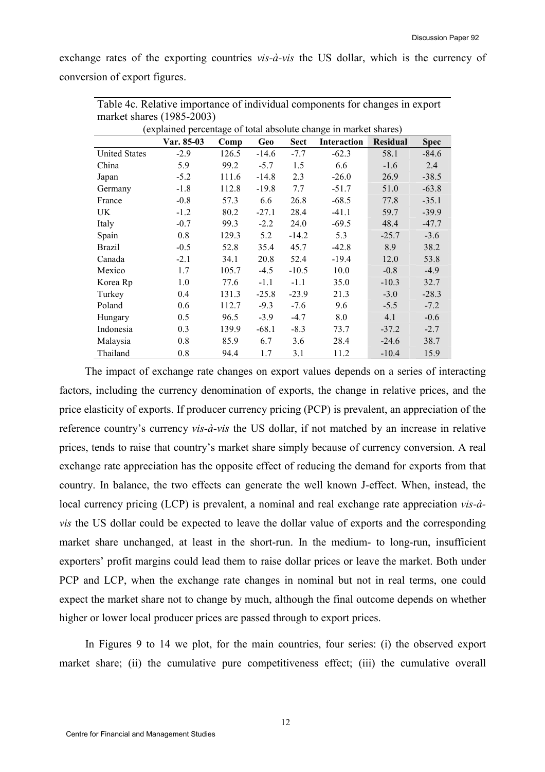exchange rates of the exporting countries *vis-à-vis* the US dollar, which is the currency of conversion of export figures.

Table 4c. Relative importance of individual components for changes in export market shares (1985-2003)

(explained percentage of total absolute change in market shares)

| | Var. 85-03 | Comp | Geo | Sect | Interaction | Residual | Spec |
|---|---|---|---|---|---|---|---|
| United States | -2.9 | 126.5 | -14.6 | -7.7 | -62.3 | 58.1 | -84.6 |
| China | 5.9 | 99.2 | -5.7 | 1.5 | 6.6 | -1.6 | 2.4 |
| Japan | -5.2 | 111.6 | -14.8 | 2.3 | -26.0 | 26.9 | -38.5 |
| Germany | -1.8 | 112.8 | -19.8 | 7.7 | -51.7 | 51.0 | -63.8 |
| France | -0.8 | 57.3 | 6.6 | 26.8 | -68.5 | 77.8 | -35.1 |
| UK | -1.2 | 80.2 | -27.1 | 28.4 | -41.1 | 59.7 | -39.9 |
| Italy | -0.7 | 99.3 | -2.2 | 24.0 | -69.5 | 48.4 | -47.7 |
| Spain | 0.8 | 129.3 | 5.2 | -14.2 | 5.3 | -25.7 | -3.6 |
| Brazil | -0.5 | 52.8 | 35.4 | 45.7 | -42.8 | 8.9 | 38.2 |
| Canada | -2.1 | 34.1 | 20.8 | 52.4 | -19.4 | 12.0 | 53.8 |
| Mexico | 1.7 | 105.7 | -4.5 | -10.5 | 10.0 | -0.8 | -4.9 |
| Korea Rp | 1.0 | 77.6 | -1.1 | -1.1 | 35.0 | -10.3 | 32.7 |
| Turkey | 0.4 | 131.3 | -25.8 | -23.9 | 21.3 | -3.0 | -28.3 |
| Poland | 0.6 | 112.7 | -9.3 | -7.6 | 9.6 | -5.5 | -7.2 |
| Hungary | 0.5 | 96.5 | -3.9 | -4.7 | 8.0 | 4.1 | -0.6 |
| Indonesia | 0.3 | 139.9 | -68.1 | -8.3 | 73.7 | -37.2 | -2.7 |
| Malaysia | 0.8 | 85.9 | 6.7 | 3.6 | 28.4 | -24.6 | 38.7 |
| Thailand | 0.8 | 94.4 | 1.7 | 3.1 | 11.2 | -10.4 | 15.9 |

The impact of exchange rate changes on export values depends on a series of interacting factors, including the currency denomination of exports, the change in relative prices, and the price elasticity of exports. If producer currency pricing (PCP) is prevalent, an appreciation of the reference country's currency *vis-à-vis* the US dollar, if not matched by an increase in relative prices, tends to raise that country's market share simply because of currency conversion. A real exchange rate appreciation has the opposite effect of reducing the demand for exports from that country. In balance, the two effects can generate the well known J-effect. When, instead, the local currency pricing (LCP) is prevalent, a nominal and real exchange rate appreciation *vis-à-vis* the US dollar could be expected to leave the dollar value of exports and the corresponding market share unchanged, at least in the short-run. In the medium- to long-run, insufficient exporters' profit margins could lead them to raise dollar prices or leave the market. Both under PCP and LCP, when the exchange rate changes in nominal but not in real terms, one could expect the market share not to change by much, although the final outcome depends on whether higher or lower local producer prices are passed through to export prices.

In Figures 9 to 14 we plot, for the main countries, four series: (i) the observed export market share; (ii) the cumulative pure competitiveness effect; (iii) the cumulative overall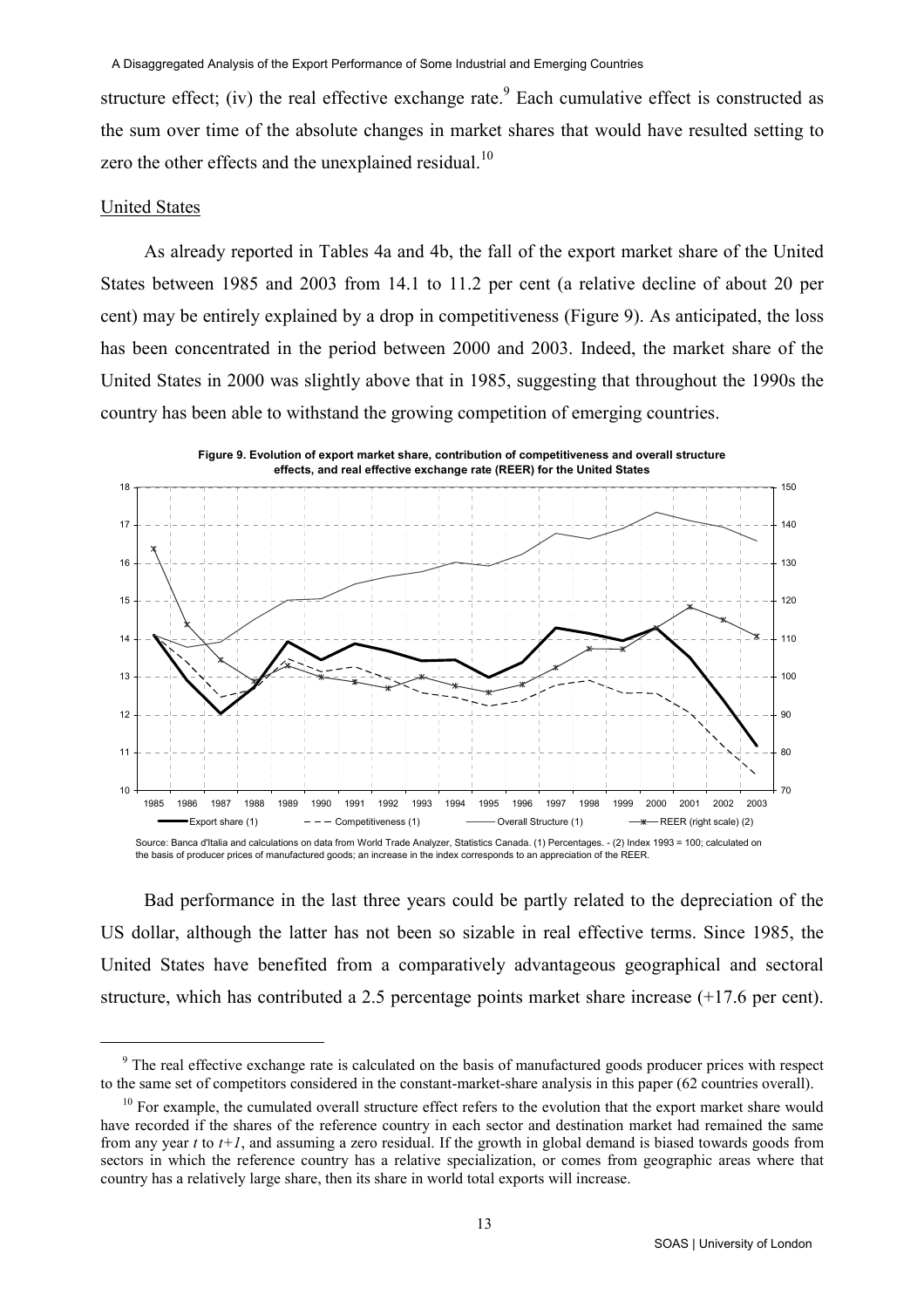structure effect; (iv) the real effective exchange rate.[9] Each cumulative effect is constructed as the sum over time of the absolute changes in market shares that would have resulted setting to zero the other effects and the unexplained residual.[10]

United States

As already reported in Tables 4a and 4b, the fall of the export market share of the United States between 1985 and 2003 from 14.1 to 11.2 per cent (a relative decline of about 20 per cent) may be entirely explained by a drop in competitiveness (Figure 9). As anticipated, the loss has been concentrated in the period between 2000 and 2003. Indeed, the market share of the United States in 2000 was slightly above that in 1985, suggesting that throughout the 1990s the country has been able to withstand the growing competition of emerging countries.

**Figure 9. Evolution of export market share, contribution of competitiveness and overall structure effects, and real effective exchange rate (REER) for the United States**

Source: Banca d'Italia and calculations on data from World Trade Analyzer, Statistics Canada. (1) Percentages. - (2) Index 1993 = 100; calculated on the basis of producer prices of manufactured goods; an increase in the index corresponds to an appreciation of the REER.

Bad performance in the last three years could be partly related to the depreciation of the US dollar, although the latter has not been so sizable in real effective terms. Since 1985, the United States have benefited from a comparatively advantageous geographical and sectoral structure, which has contributed a 2.5 percentage points market share increase (+17.6 per cent).

[9] The real effective exchange rate is calculated on the basis of manufactured goods producer prices with respect to the same set of competitors considered in the constant-market-share analysis in this paper (62 countries overall).

[10] For example, the cumulated overall structure effect refers to the evolution that the export market share would have recorded if the shares of the reference country in each sector and destination market had remained the same from any year $t$ to $t+1$, and assuming a zero residual. If the growth in global demand is biased towards goods from sectors in which the reference country has a relative specialization, or comes from geographic areas where that country has a relatively large share, then its share in world total exports will increase.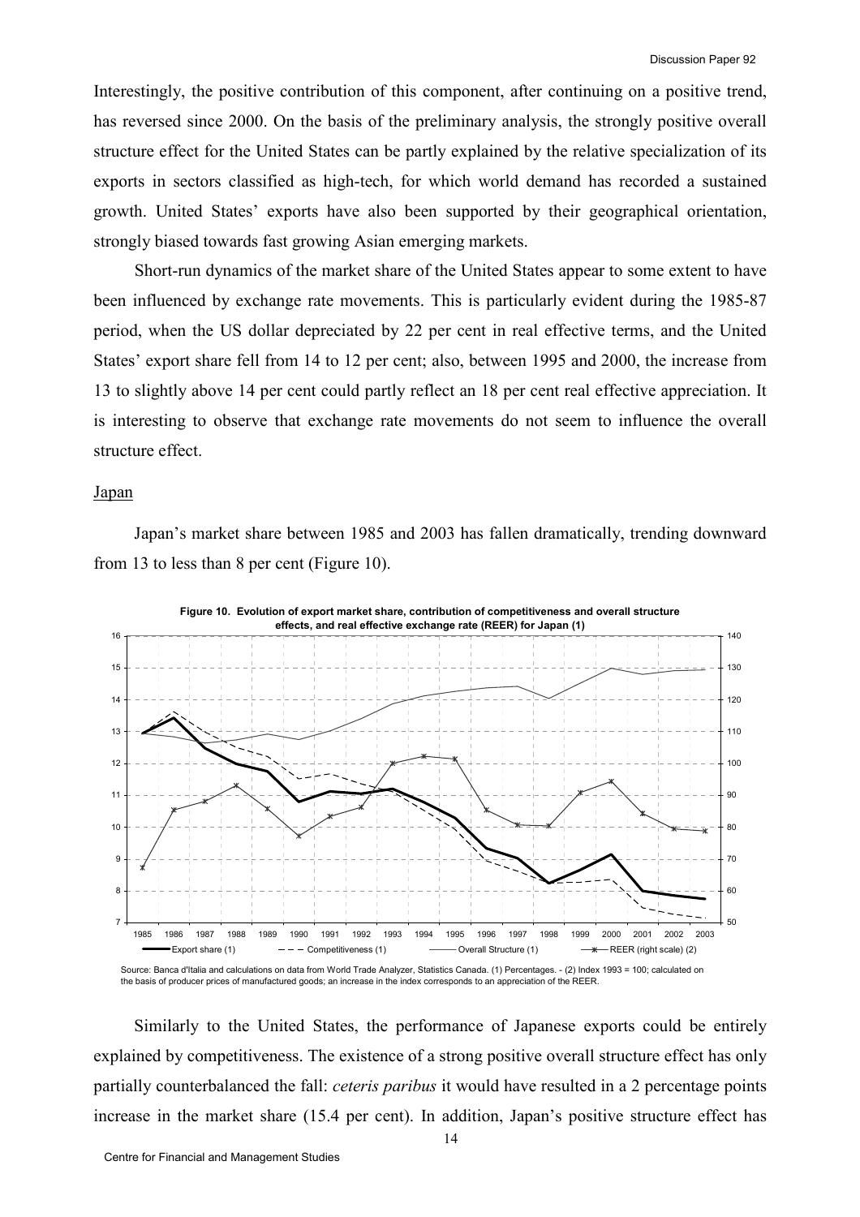Interestingly, the positive contribution of this component, after continuing on a positive trend, has reversed since 2000. On the basis of the preliminary analysis, the strongly positive overall structure effect for the United States can be partly explained by the relative specialization of its exports in sectors classified as high-tech, for which world demand has recorded a sustained growth. United States' exports have also been supported by their geographical orientation, strongly biased towards fast growing Asian emerging markets.

Short-run dynamics of the market share of the United States appear to some extent to have been influenced by exchange rate movements. This is particularly evident during the 1985-87 period, when the US dollar depreciated by 22 per cent in real effective terms, and the United States' export share fell from 14 to 12 per cent; also, between 1995 and 2000, the increase from 13 to slightly above 14 per cent could partly reflect an 18 per cent real effective appreciation. It is interesting to observe that exchange rate movements do not seem to influence the overall structure effect.

Japan

Japan's market share between 1985 and 2003 has fallen dramatically, trending downward from 13 to less than 8 per cent (Figure 10).

**Figure 10. Evolution of export market share, contribution of competitiveness and overall structure effects, and real effective exchange rate (REER) for Japan (1)**

Source: Banca d'Italia and calculations on data from World Trade Analyzer, Statistics Canada. (1) Percentages. - (2) Index 1993 = 100; calculated on the basis of producer prices of manufactured goods; an increase in the index corresponds to an appreciation of the REER.

Similarly to the United States, the performance of Japanese exports could be entirely explained by competitiveness. The existence of a strong positive overall structure effect has only partially counterbalanced the fall: *ceteris paribus* it would have resulted in a 2 percentage points increase in the market share (15.4 per cent). In addition, Japan's positive structure effect has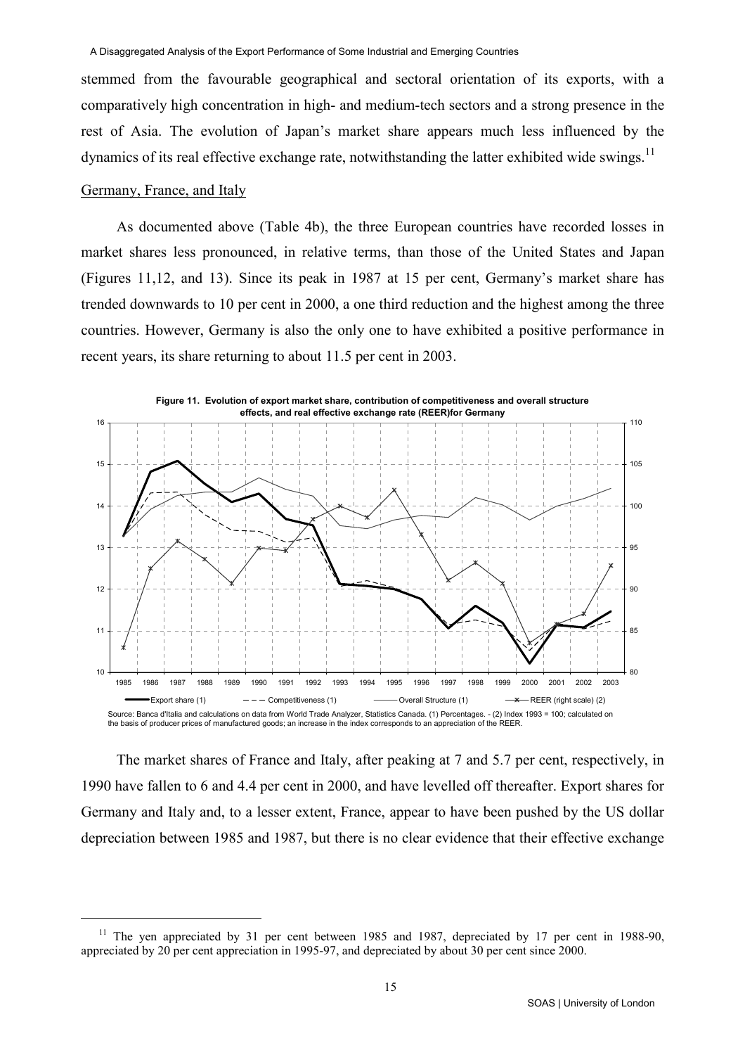stemmed from the favourable geographical and sectoral orientation of its exports, with a comparatively high concentration in high- and medium-tech sectors and a strong presence in the rest of Asia. The evolution of Japan's market share appears much less influenced by the dynamics of its real effective exchange rate, notwithstanding the latter exhibited wide swings.[11]

## Germany, France, and Italy

As documented above (Table 4b), the three European countries have recorded losses in market shares less pronounced, in relative terms, than those of the United States and Japan (Figures 11,12, and 13). Since its peak in 1987 at 15 per cent, Germany's market share has trended downwards to 10 per cent in 2000, a one third reduction and the highest among the three countries. However, Germany is also the only one to have exhibited a positive performance in recent years, its share returning to about 11.5 per cent in 2003.

**Figure 11. Evolution of export market share, contribution of competitiveness and overall structure effects, and real effective exchange rate (REER)for Germany**

Source: Banca d'Italia and calculations on data from World Trade Analyzer, Statistics Canada. (1) Percentages. - (2) Index 1993 = 100; calculated on the basis of producer prices of manufactured goods; an increase in the index corresponds to an appreciation of the REER.

The market shares of France and Italy, after peaking at 7 and 5.7 per cent, respectively, in 1990 have fallen to 6 and 4.4 per cent in 2000, and have levelled off thereafter. Export shares for Germany and Italy and, to a lesser extent, France, appear to have been pushed by the US dollar depreciation between 1985 and 1987, but there is no clear evidence that their effective exchange

[11] The yen appreciated by 31 per cent between 1985 and 1987, depreciated by 17 per cent in 1988-90, appreciated by 20 per cent appreciation in 1995-97, and depreciated by about 30 per cent since 2000.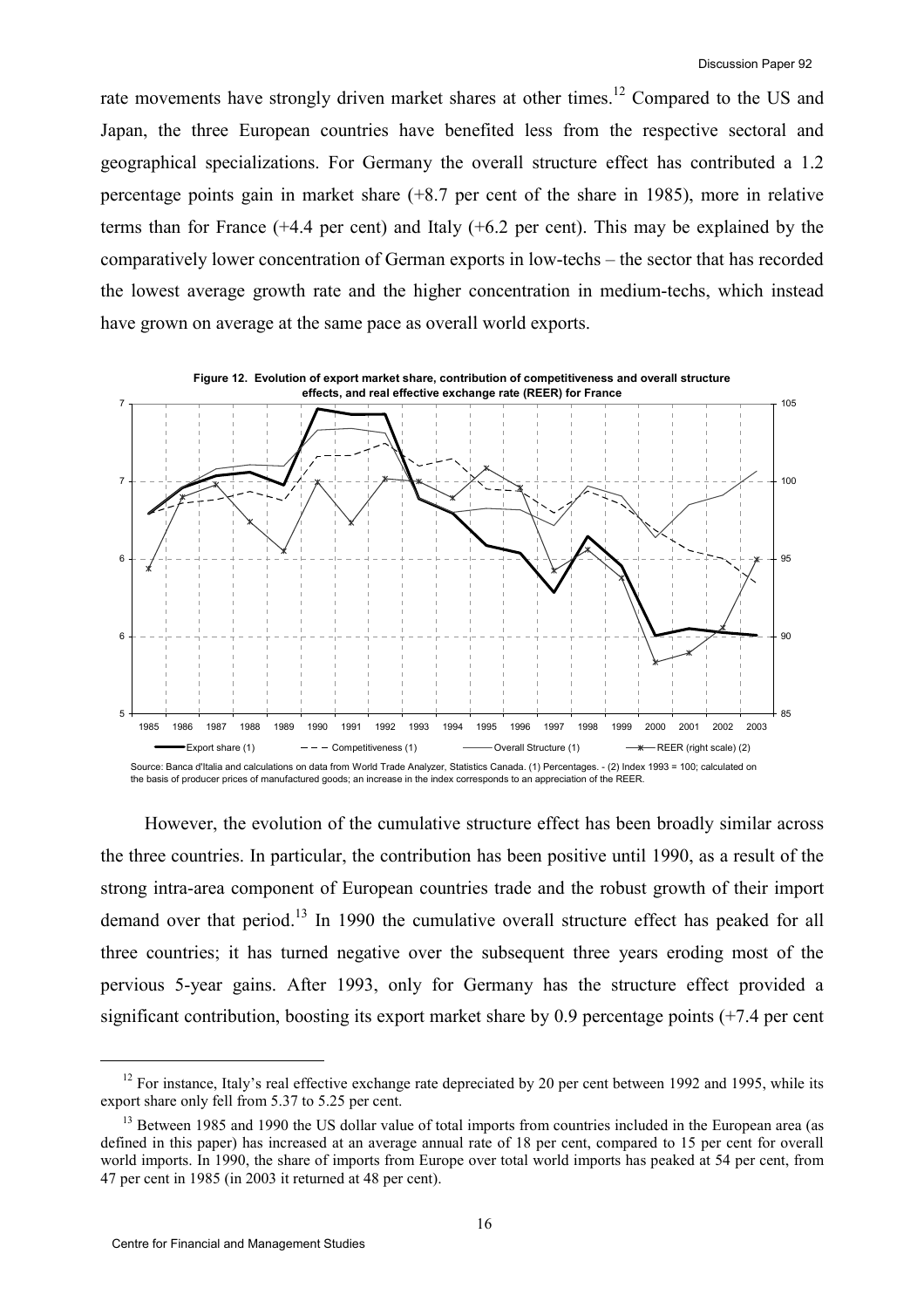rate movements have strongly driven market shares at other times.[12] Compared to the US and Japan, the three European countries have benefited less from the respective sectoral and geographical specializations. For Germany the overall structure effect has contributed a 1.2 percentage points gain in market share (+8.7 per cent of the share in 1985), more in relative terms than for France (+4.4 per cent) and Italy (+6.2 per cent). This may be explained by the comparatively lower concentration of German exports in low-techs – the sector that has recorded the lowest average growth rate and the higher concentration in medium-techs, which instead have grown on average at the same pace as overall world exports.

**Figure 12. Evolution of export market share, contribution of competitiveness and overall structure effects, and real effective exchange rate (REER) for France**

Source: Banca d'Italia and calculations on data from World Trade Analyzer, Statistics Canada. (1) Percentages. - (2) Index 1993 = 100; calculated on the basis of producer prices of manufactured goods; an increase in the index corresponds to an appreciation of the REER.

However, the evolution of the cumulative structure effect has been broadly similar across the three countries. In particular, the contribution has been positive until 1990, as a result of the strong intra-area component of European countries trade and the robust growth of their import demand over that period.[13] In 1990 the cumulative overall structure effect has peaked for all three countries; it has turned negative over the subsequent three years eroding most of the pervious 5-year gains. After 1993, only for Germany has the structure effect provided a significant contribution, boosting its export market share by 0.9 percentage points (+7.4 per cent

[12] For instance, Italy's real effective exchange rate depreciated by 20 per cent between 1992 and 1995, while its export share only fell from 5.37 to 5.25 per cent.

[13] Between 1985 and 1990 the US dollar value of total imports from countries included in the European area (as defined in this paper) has increased at an average annual rate of 18 per cent, compared to 15 per cent for overall world imports. In 1990, the share of imports from Europe over total world imports has peaked at 54 per cent, from 47 per cent in 1985 (in 2003 it returned at 48 per cent).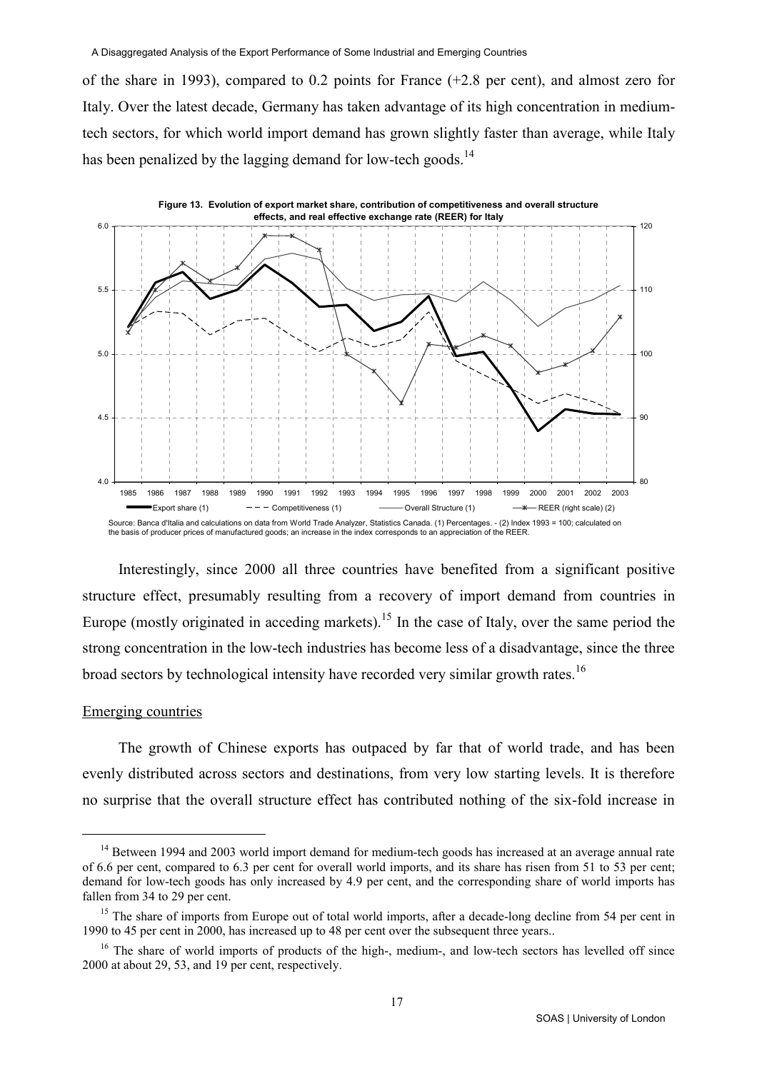of the share in 1993), compared to 0.2 points for France (+2.8 per cent), and almost zero for Italy. Over the latest decade, Germany has taken advantage of its high concentration in medium-tech sectors, for which world import demand has grown slightly faster than average, while Italy has been penalized by the lagging demand for low-tech goods.[14]

**Figure 13. Evolution of export market share, contribution of competitiveness and overall structure effects, and real effective exchange rate (REER) for Italy**

Source: Banca d'Italia and calculations on data from World Trade Analyzer, Statistics Canada. (1) Percentages. - (2) Index 1993 = 100; calculated on the basis of producer prices of manufactured goods; an increase in the index corresponds to an appreciation of the REER.

Interestingly, since 2000 all three countries have benefited from a significant positive structure effect, presumably resulting from a recovery of import demand from countries in Europe (mostly originated in acceding markets).[15] In the case of Italy, over the same period the strong concentration in the low-tech industries has become less of a disadvantage, since the three broad sectors by technological intensity have recorded very similar growth rates.[16]

## Emerging countries

The growth of Chinese exports has outpaced by far that of world trade, and has been evenly distributed across sectors and destinations, from very low starting levels. It is therefore no surprise that the overall structure effect has contributed nothing of the six-fold increase in

---

[14] Between 1994 and 2003 world import demand for medium-tech goods has increased at an average annual rate of 6.6 per cent, compared to 6.3 per cent for overall world imports, and its share has risen from 51 to 53 per cent; demand for low-tech goods has only increased by 4.9 per cent, and the corresponding share of world imports has fallen from 34 to 29 per cent.

[15] The share of imports from Europe out of total world imports, after a decade-long decline from 54 per cent in 1990 to 45 per cent in 2000, has increased up to 48 per cent over the subsequent three years..

[16] The share of world imports of products of the high-, medium-, and low-tech sectors has levelled off since 2000 at about 29, 53, and 19 per cent, respectively.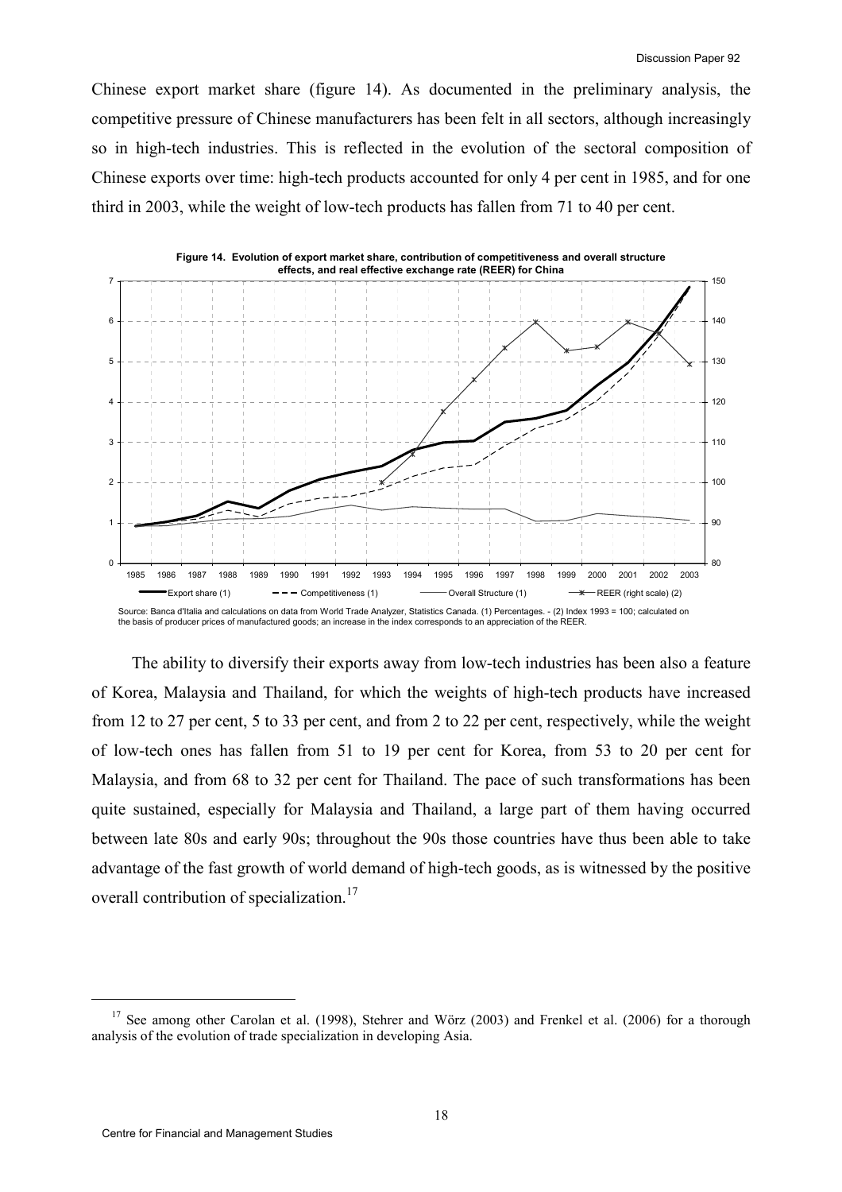Chinese export market share (figure 14). As documented in the preliminary analysis, the competitive pressure of Chinese manufacturers has been felt in all sectors, although increasingly so in high-tech industries. This is reflected in the evolution of the sectoral composition of Chinese exports over time: high-tech products accounted for only 4 per cent in 1985, and for one third in 2003, while the weight of low-tech products has fallen from 71 to 40 per cent.

**Figure 14. Evolution of export market share, contribution of competitiveness and overall structure effects, and real effective exchange rate (REER) for China**

Source: Banca d'Italia and calculations on data from World Trade Analyzer, Statistics Canada. (1) Percentages. - (2) Index 1993 = 100; calculated on the basis of producer prices of manufactured goods; an increase in the index corresponds to an appreciation of the REER.

The ability to diversify their exports away from low-tech industries has been also a feature of Korea, Malaysia and Thailand, for which the weights of high-tech products have increased from 12 to 27 per cent, 5 to 33 per cent, and from 2 to 22 per cent, respectively, while the weight of low-tech ones has fallen from 51 to 19 per cent for Korea, from 53 to 20 per cent for Malaysia, and from 68 to 32 per cent for Thailand. The pace of such transformations has been quite sustained, especially for Malaysia and Thailand, a large part of them having occurred between late 80s and early 90s; throughout the 90s those countries have thus been able to take advantage of the fast growth of world demand of high-tech goods, as is witnessed by the positive overall contribution of specialization.[17]

[17] See among other Carolan et al. (1998), Stehrer and Wörz (2003) and Frenkel et al. (2006) for a thorough analysis of the evolution of trade specialization in developing Asia.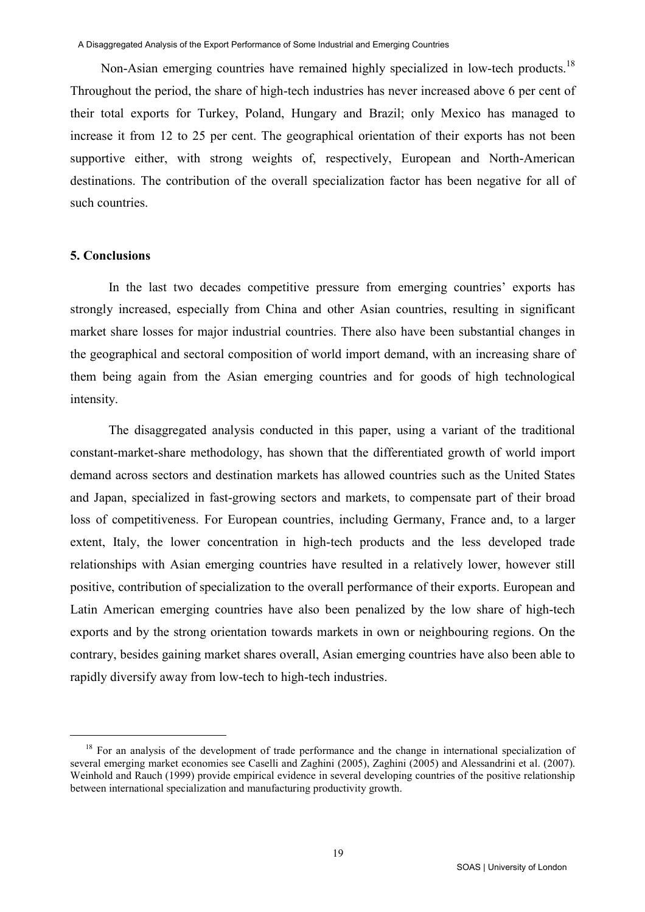Non-Asian emerging countries have remained highly specialized in low-tech products.[18] Throughout the period, the share of high-tech industries has never increased above 6 per cent of their total exports for Turkey, Poland, Hungary and Brazil; only Mexico has managed to increase it from 12 to 25 per cent. The geographical orientation of their exports has not been supportive either, with strong weights of, respectively, European and North-American destinations. The contribution of the overall specialization factor has been negative for all of such countries.

## 5. Conclusions

In the last two decades competitive pressure from emerging countries' exports has strongly increased, especially from China and other Asian countries, resulting in significant market share losses for major industrial countries. There also have been substantial changes in the geographical and sectoral composition of world import demand, with an increasing share of them being again from the Asian emerging countries and for goods of high technological intensity.

The disaggregated analysis conducted in this paper, using a variant of the traditional constant-market-share methodology, has shown that the differentiated growth of world import demand across sectors and destination markets has allowed countries such as the United States and Japan, specialized in fast-growing sectors and markets, to compensate part of their broad loss of competitiveness. For European countries, including Germany, France and, to a larger extent, Italy, the lower concentration in high-tech products and the less developed trade relationships with Asian emerging countries have resulted in a relatively lower, however still positive, contribution of specialization to the overall performance of their exports. European and Latin American emerging countries have also been penalized by the low share of high-tech exports and by the strong orientation towards markets in own or neighbouring regions. On the contrary, besides gaining market shares overall, Asian emerging countries have also been able to rapidly diversify away from low-tech to high-tech industries.

[18] For an analysis of the development of trade performance and the change in international specialization of several emerging market economies see Caselli and Zaghini (2005), Zaghini (2005) and Alessandrini et al. (2007). Weinhold and Rauch (1999) provide empirical evidence in several developing countries of the positive relationship between international specialization and manufacturing productivity growth.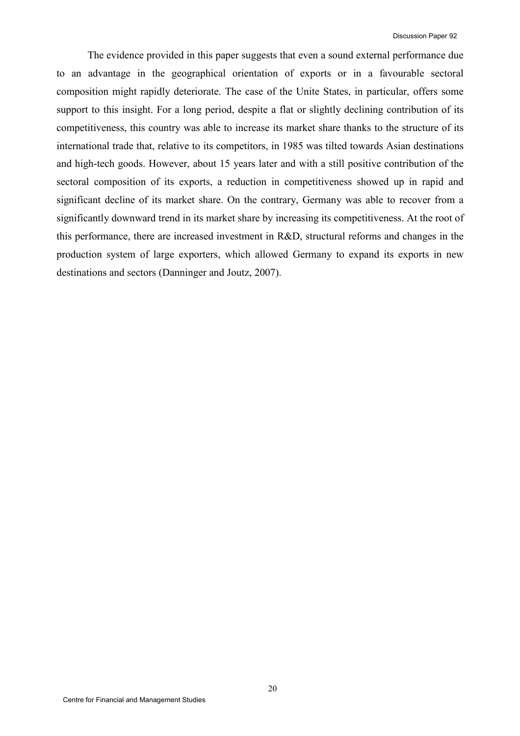The evidence provided in this paper suggests that even a sound external performance due to an advantage in the geographical orientation of exports or in a favourable sectoral composition might rapidly deteriorate. The case of the Unite States, in particular, offers some support to this insight. For a long period, despite a flat or slightly declining contribution of its competitiveness, this country was able to increase its market share thanks to the structure of its international trade that, relative to its competitors, in 1985 was tilted towards Asian destinations and high-tech goods. However, about 15 years later and with a still positive contribution of the sectoral composition of its exports, a reduction in competitiveness showed up in rapid and significant decline of its market share. On the contrary, Germany was able to recover from a significantly downward trend in its market share by increasing its competitiveness. At the root of this performance, there are increased investment in R&D, structural reforms and changes in the production system of large exporters, which allowed Germany to expand its exports in new destinations and sectors (Danninger and Joutz, 2007).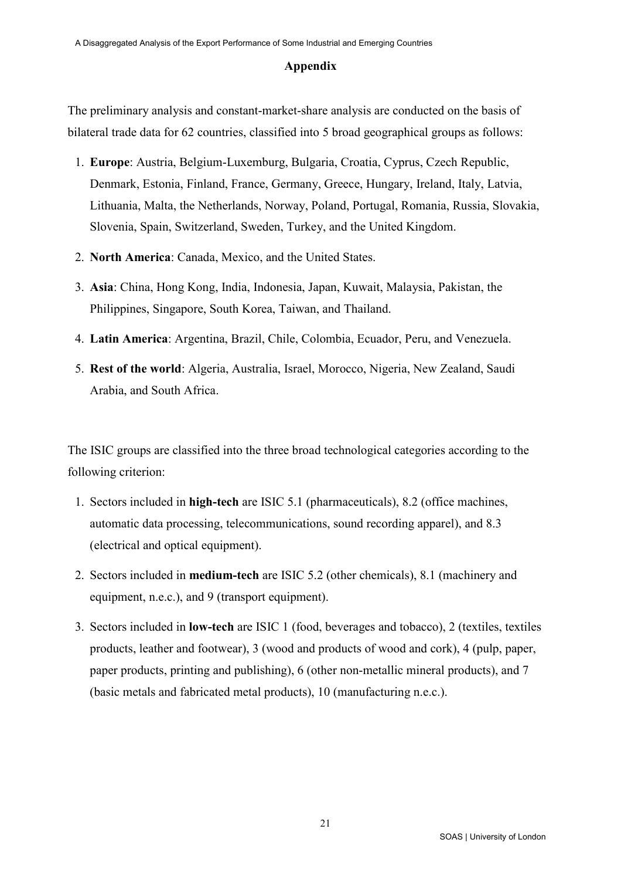## Appendix

The preliminary analysis and constant-market-share analysis are conducted on the basis of bilateral trade data for 62 countries, classified into 5 broad geographical groups as follows:

1. **Europe**: Austria, Belgium-Luxemburg, Bulgaria, Croatia, Cyprus, Czech Republic, Denmark, Estonia, Finland, France, Germany, Greece, Hungary, Ireland, Italy, Latvia, Lithuania, Malta, the Netherlands, Norway, Poland, Portugal, Romania, Russia, Slovakia, Slovenia, Spain, Switzerland, Sweden, Turkey, and the United Kingdom.
2. **North America**: Canada, Mexico, and the United States.
3. **Asia**: China, Hong Kong, India, Indonesia, Japan, Kuwait, Malaysia, Pakistan, the Philippines, Singapore, South Korea, Taiwan, and Thailand.
4. **Latin America**: Argentina, Brazil, Chile, Colombia, Ecuador, Peru, and Venezuela.
5. **Rest of the world**: Algeria, Australia, Israel, Morocco, Nigeria, New Zealand, Saudi Arabia, and South Africa.

The ISIC groups are classified into the three broad technological categories according to the following criterion:

1. Sectors included in **high-tech** are ISIC 5.1 (pharmaceuticals), 8.2 (office machines, automatic data processing, telecommunications, sound recording apparel), and 8.3 (electrical and optical equipment).
2. Sectors included in **medium-tech** are ISIC 5.2 (other chemicals), 8.1 (machinery and equipment, n.e.c.), and 9 (transport equipment).
3. Sectors included in **low-tech** are ISIC 1 (food, beverages and tobacco), 2 (textiles, textiles products, leather and footwear), 3 (wood and products of wood and cork), 4 (pulp, paper, paper products, printing and publishing), 6 (other non-metallic mineral products), and 7 (basic metals and fabricated metal products), 10 (manufacturing n.e.c.).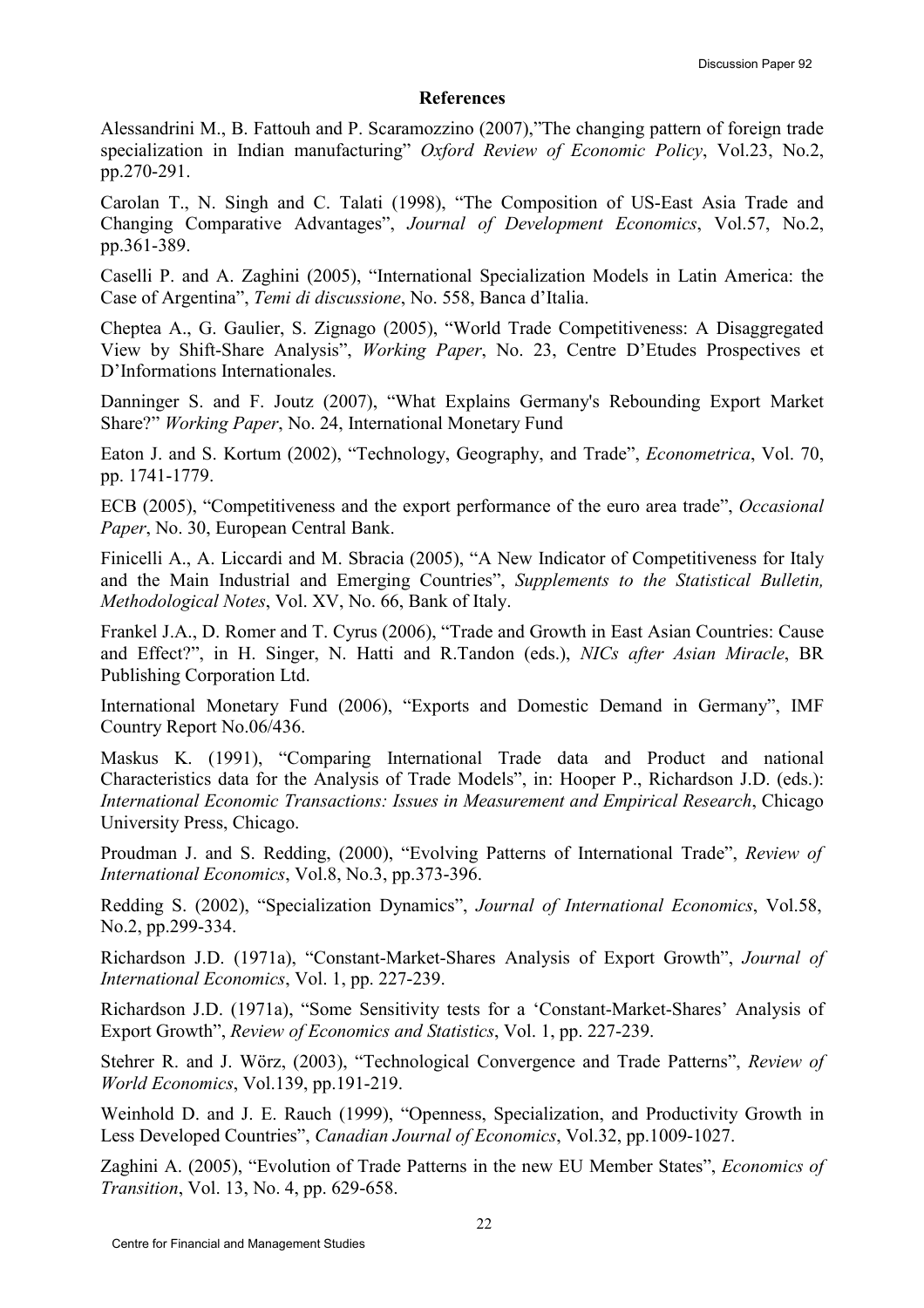## References

Alessandrini M., B. Fattouh and P. Scaramozzino (2007),"The changing pattern of foreign trade specialization in Indian manufacturing" *Oxford Review of Economic Policy*, Vol.23, No.2, pp.270-291.

Carolan T., N. Singh and C. Talati (1998), "The Composition of US-East Asia Trade and Changing Comparative Advantages", *Journal of Development Economics*, Vol.57, No.2, pp.361-389.

Caselli P. and A. Zaghini (2005), "International Specialization Models in Latin America: the Case of Argentina", *Temi di discussione*, No. 558, Banca d'Italia.

Cheptea A., G. Gaulier, S. Zignago (2005), "World Trade Competitiveness: A Disaggregated View by Shift-Share Analysis", *Working Paper*, No. 23, Centre D'Etudes Prospectives et D'Informations Internationales.

Danninger S. and F. Joutz (2007), "What Explains Germany's Rebounding Export Market Share?" *Working Paper*, No. 24, International Monetary Fund

Eaton J. and S. Kortum (2002), "Technology, Geography, and Trade", *Econometrica*, Vol. 70, pp. 1741-1779.

ECB (2005), "Competitiveness and the export performance of the euro area trade", *Occasional Paper*, No. 30, European Central Bank.

Finicelli A., A. Liccardi and M. Sbracia (2005), "A New Indicator of Competitiveness for Italy and the Main Industrial and Emerging Countries", *Supplements to the Statistical Bulletin, Methodological Notes*, Vol. XV, No. 66, Bank of Italy.

Frankel J.A., D. Romer and T. Cyrus (2006), "Trade and Growth in East Asian Countries: Cause and Effect?", in H. Singer, N. Hatti and R.Tandon (eds.), *NICs after Asian Miracle*, BR Publishing Corporation Ltd.

International Monetary Fund (2006), "Exports and Domestic Demand in Germany", IMF Country Report No.06/436.

Maskus K. (1991), "Comparing International Trade data and Product and national Characteristics data for the Analysis of Trade Models", in: Hooper P., Richardson J.D. (eds.): *International Economic Transactions: Issues in Measurement and Empirical Research*, Chicago University Press, Chicago.

Proudman J. and S. Redding, (2000), "Evolving Patterns of International Trade", *Review of International Economics*, Vol.8, No.3, pp.373-396.

Redding S. (2002), "Specialization Dynamics", *Journal of International Economics*, Vol.58, No.2, pp.299-334.

Richardson J.D. (1971a), "Constant-Market-Shares Analysis of Export Growth", *Journal of International Economics*, Vol. 1, pp. 227-239.

Richardson J.D. (1971a), "Some Sensitivity tests for a 'Constant-Market-Shares' Analysis of Export Growth", *Review of Economics and Statistics*, Vol. 1, pp. 227-239.

Stehrer R. and J. Wörz, (2003), "Technological Convergence and Trade Patterns", *Review of World Economics*, Vol.139, pp.191-219.

Weinhold D. and J. E. Rauch (1999), "Openness, Specialization, and Productivity Growth in Less Developed Countries", *Canadian Journal of Economics*, Vol.32, pp.1009-1027.

Zaghini A. (2005), "Evolution of Trade Patterns in the new EU Member States", *Economics of Transition*, Vol. 13, No. 4, pp. 629-658.